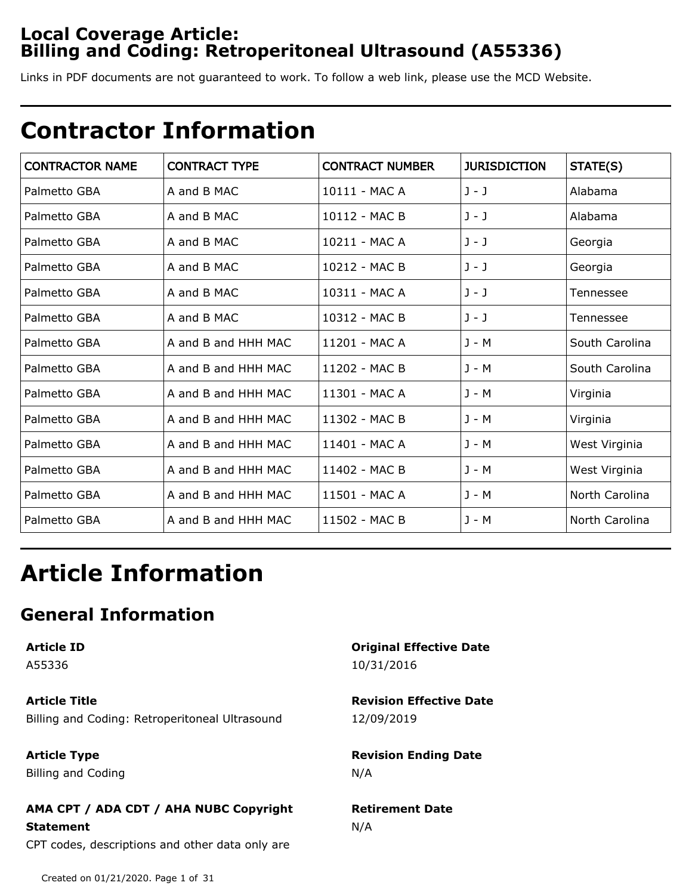# Local Coverage Article: Billing and Coding: Retroperitoneal Ultrasound (A55336)

Links in PDF documents are not guaranteed to work. To follow a web link, please use the MCD Website.

# Contractor Information

| CONTRACTOR NAME | CONTRACT TYPE | CONTRACT NUMBER | JURISDICTION | STATE(S) |
| --- | --- | --- | --- | --- |
| Palmetto GBA | A and B MAC | 10111 - MAC A | J - J | Alabama |
| Palmetto GBA | A and B MAC | 10112 - MAC B | J - J | Alabama |
| Palmetto GBA | A and B MAC | 10211 - MAC A | J - J | Georgia |
| Palmetto GBA | A and B MAC | 10212 - MAC B | J - J | Georgia |
| Palmetto GBA | A and B MAC | 10311 - MAC A | J - J | Tennessee |
| Palmetto GBA | A and B MAC | 10312 - MAC B | J - J | Tennessee |
| Palmetto GBA | A and B and HHH MAC | 11201 - MAC A | J - M | South Carolina |
| Palmetto GBA | A and B and HHH MAC | 11202 - MAC B | J - M | South Carolina |
| Palmetto GBA | A and B and HHH MAC | 11301 - MAC A | J - M | Virginia |
| Palmetto GBA | A and B and HHH MAC | 11302 - MAC B | J - M | Virginia |
| Palmetto GBA | A and B and HHH MAC | 11401 - MAC A | J - M | West Virginia |
| Palmetto GBA | A and B and HHH MAC | 11402 - MAC B | J - M | West Virginia |
| Palmetto GBA | A and B and HHH MAC | 11501 - MAC A | J - M | North Carolina |
| Palmetto GBA | A and B and HHH MAC | 11502 - MAC B | J - M | North Carolina |

# Article Information

## General Information

**Article ID**
A55336

**Article Title**
Billing and Coding: Retroperitoneal Ultrasound

**Article Type**
Billing and Coding

**AMA CPT / ADA CDT / AHA NUBC Copyright Statement**
CPT codes, descriptions and other data only are

**Original Effective Date**
10/31/2016

**Revision Effective Date**
12/09/2019

**Revision Ending Date**
N/A

**Retirement Date**
N/A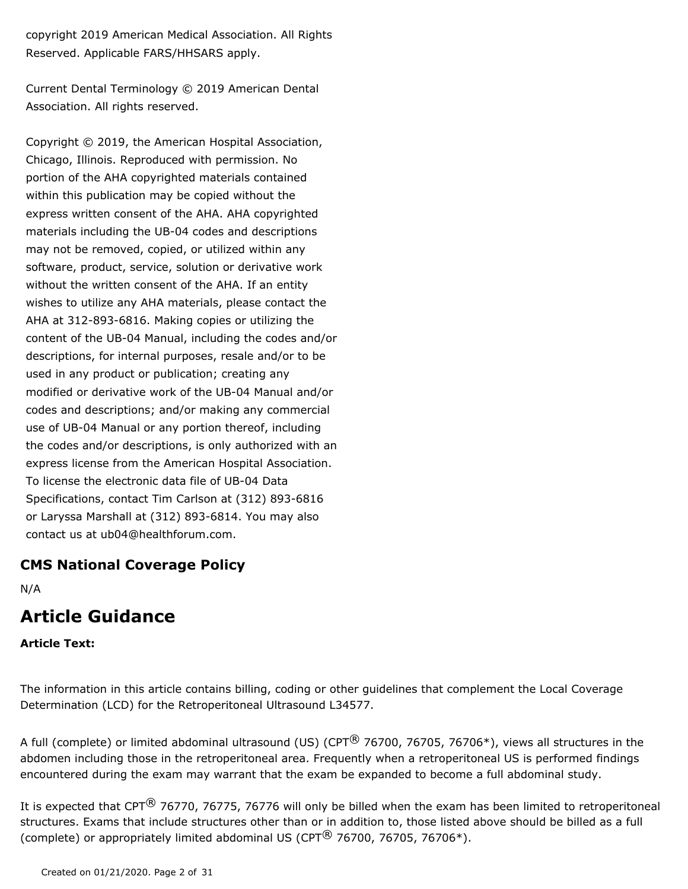copyright 2019 American Medical Association. All Rights Reserved. Applicable FARS/HHSARS apply.

Current Dental Terminology © 2019 American Dental Association. All rights reserved.

Copyright © 2019, the American Hospital Association, Chicago, Illinois. Reproduced with permission. No portion of the AHA copyrighted materials contained within this publication may be copied without the express written consent of the AHA. AHA copyrighted materials including the UB-04 codes and descriptions may not be removed, copied, or utilized within any software, product, service, solution or derivative work without the written consent of the AHA. If an entity wishes to utilize any AHA materials, please contact the AHA at 312-893-6816. Making copies or utilizing the content of the UB-04 Manual, including the codes and/or descriptions, for internal purposes, resale and/or to be used in any product or publication; creating any modified or derivative work of the UB-04 Manual and/or codes and descriptions; and/or making any commercial use of UB-04 Manual or any portion thereof, including the codes and/or descriptions, is only authorized with an express license from the American Hospital Association. To license the electronic data file of UB-04 Data Specifications, contact Tim Carlson at (312) 893-6816 or Laryssa Marshall at (312) 893-6814. You may also contact us at ub04@healthforum.com.

### CMS National Coverage Policy

N/A

## Article Guidance

**Article Text:**

The information in this article contains billing, coding or other guidelines that complement the Local Coverage Determination (LCD) for the Retroperitoneal Ultrasound L34577.

A full (complete) or limited abdominal ultrasound (US) (CPT® 76700, 76705, 76706*), views all structures in the abdomen including those in the retroperitoneal area. Frequently when a retroperitoneal US is performed findings encountered during the exam may warrant that the exam be expanded to become a full abdominal study.

It is expected that CPT® 76770, 76775, 76776 will only be billed when the exam has been limited to retroperitoneal structures. Exams that include structures other than or in addition to, those listed above should be billed as a full (complete) or appropriately limited abdominal US (CPT® 76700, 76705, 76706*).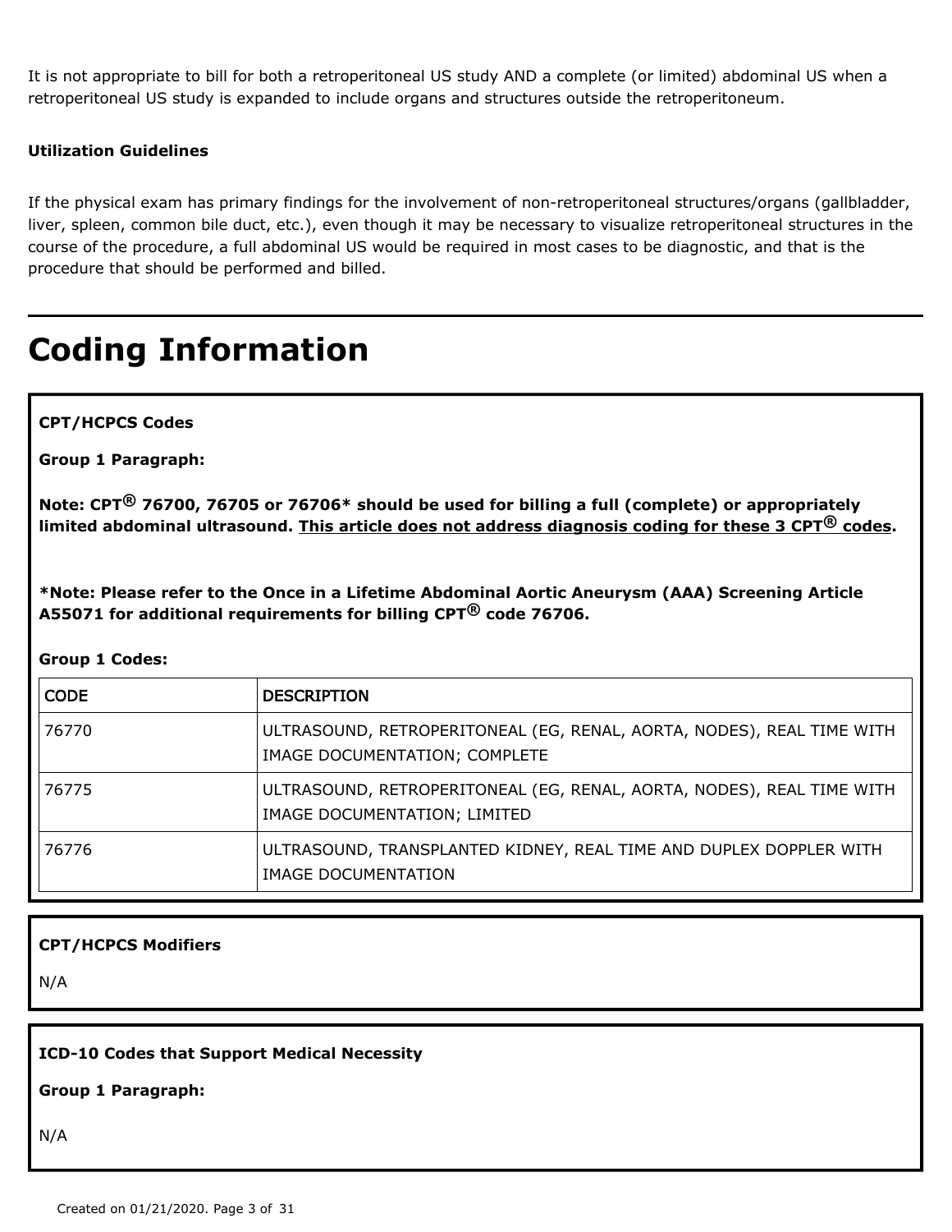It is not appropriate to bill for both a retroperitoneal US study AND a complete (or limited) abdominal US when a retroperitoneal US study is expanded to include organs and structures outside the retroperitoneum.

**Utilization Guidelines**

If the physical exam has primary findings for the involvement of non-retroperitoneal structures/organs (gallbladder, liver, spleen, common bile duct, etc.), even though it may be necessary to visualize retroperitoneal structures in the course of the procedure, a full abdominal US would be required in most cases to be diagnostic, and that is the procedure that should be performed and billed.

# Coding Information

**CPT/HCPCS Codes**

**Group 1 Paragraph:**

**Note: CPT® 76700, 76705 or 76706* should be used for billing a full (complete) or appropriately limited abdominal ultrasound. <u>This article does not address diagnosis coding for these 3 CPT® codes</u>.**

***Note: Please refer to the Once in a Lifetime Abdominal Aortic Aneurysm (AAA) Screening Article A55071 for additional requirements for billing CPT® code 76706.**

**Group 1 Codes:**

| CODE | DESCRIPTION |
|---|---|
| 76770 | ULTRASOUND, RETROPERITONEAL (EG, RENAL, AORTA, NODES), REAL TIME WITH IMAGE DOCUMENTATION; COMPLETE |
| 76775 | ULTRASOUND, RETROPERITONEAL (EG, RENAL, AORTA, NODES), REAL TIME WITH IMAGE DOCUMENTATION; LIMITED |
| 76776 | ULTRASOUND, TRANSPLANTED KIDNEY, REAL TIME AND DUPLEX DOPPLER WITH IMAGE DOCUMENTATION |

**CPT/HCPCS Modifiers**

N/A

**ICD-10 Codes that Support Medical Necessity**

**Group 1 Paragraph:**

N/A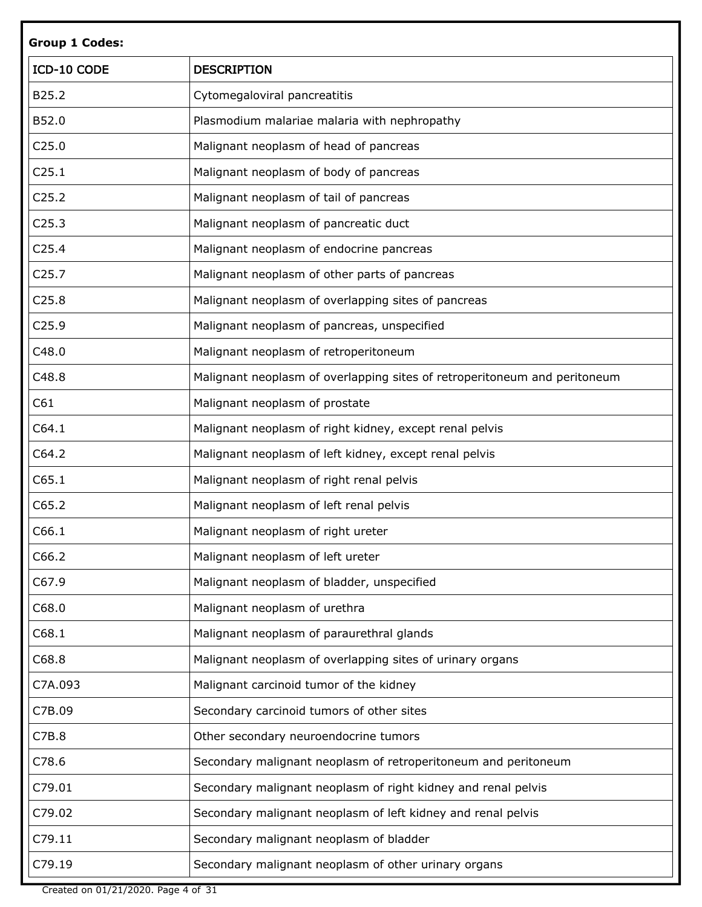**Group 1 Codes:**

| ICD-10 CODE | DESCRIPTION |
| --- | --- |
| B25.2 | Cytomegaloviral pancreatitis |
| B52.0 | Plasmodium malariae malaria with nephropathy |
| C25.0 | Malignant neoplasm of head of pancreas |
| C25.1 | Malignant neoplasm of body of pancreas |
| C25.2 | Malignant neoplasm of tail of pancreas |
| C25.3 | Malignant neoplasm of pancreatic duct |
| C25.4 | Malignant neoplasm of endocrine pancreas |
| C25.7 | Malignant neoplasm of other parts of pancreas |
| C25.8 | Malignant neoplasm of overlapping sites of pancreas |
| C25.9 | Malignant neoplasm of pancreas, unspecified |
| C48.0 | Malignant neoplasm of retroperitoneum |
| C48.8 | Malignant neoplasm of overlapping sites of retroperitoneum and peritoneum |
| C61 | Malignant neoplasm of prostate |
| C64.1 | Malignant neoplasm of right kidney, except renal pelvis |
| C64.2 | Malignant neoplasm of left kidney, except renal pelvis |
| C65.1 | Malignant neoplasm of right renal pelvis |
| C65.2 | Malignant neoplasm of left renal pelvis |
| C66.1 | Malignant neoplasm of right ureter |
| C66.2 | Malignant neoplasm of left ureter |
| C67.9 | Malignant neoplasm of bladder, unspecified |
| C68.0 | Malignant neoplasm of urethra |
| C68.1 | Malignant neoplasm of paraurethral glands |
| C68.8 | Malignant neoplasm of overlapping sites of urinary organs |
| C7A.093 | Malignant carcinoid tumor of the kidney |
| C7B.09 | Secondary carcinoid tumors of other sites |
| C7B.8 | Other secondary neuroendocrine tumors |
| C78.6 | Secondary malignant neoplasm of retroperitoneum and peritoneum |
| C79.01 | Secondary malignant neoplasm of right kidney and renal pelvis |
| C79.02 | Secondary malignant neoplasm of left kidney and renal pelvis |
| C79.11 | Secondary malignant neoplasm of bladder |
| C79.19 | Secondary malignant neoplasm of other urinary organs |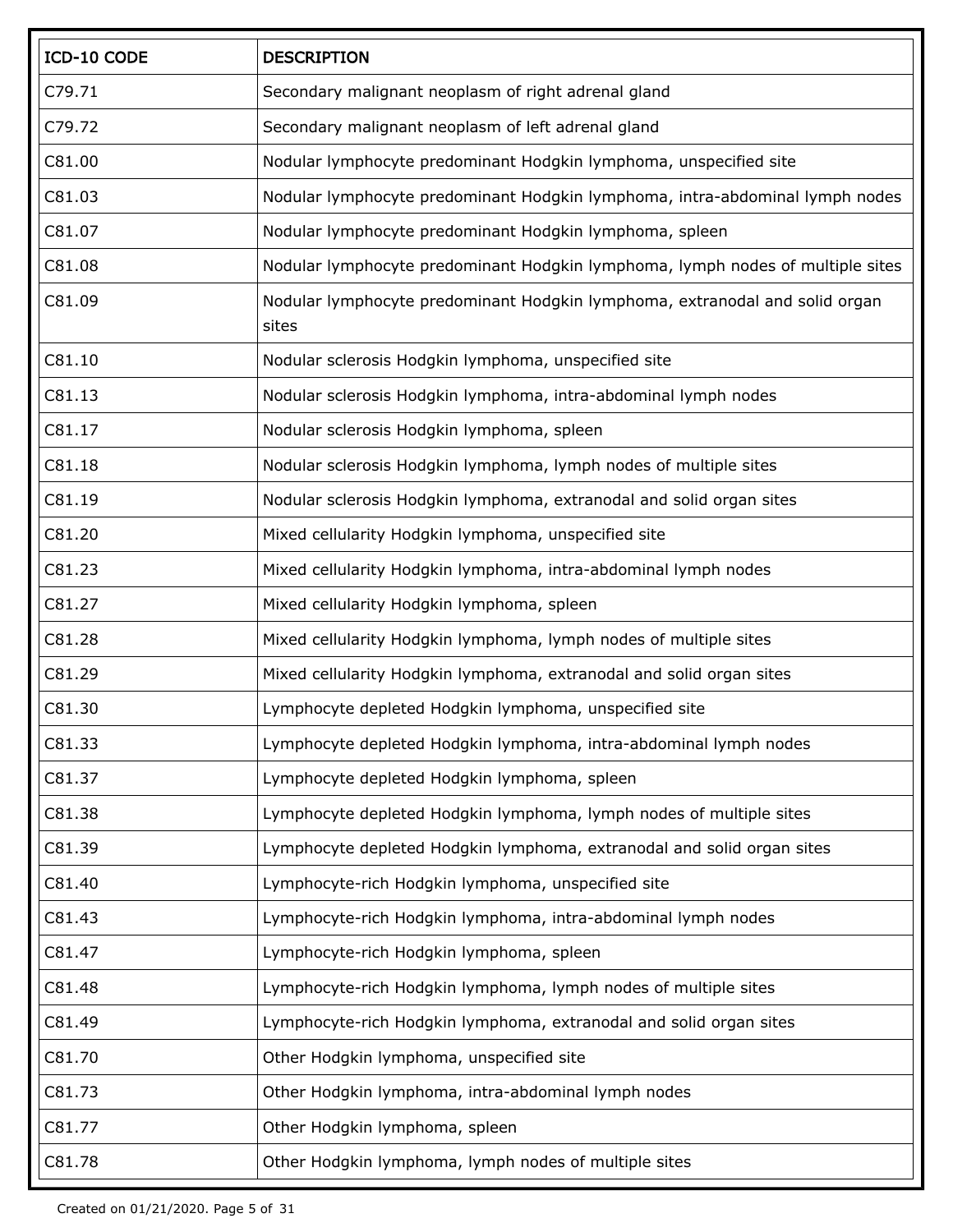| ICD-10 CODE | DESCRIPTION |
| --- | --- |
| C79.71 | Secondary malignant neoplasm of right adrenal gland |
| C79.72 | Secondary malignant neoplasm of left adrenal gland |
| C81.00 | Nodular lymphocyte predominant Hodgkin lymphoma, unspecified site |
| C81.03 | Nodular lymphocyte predominant Hodgkin lymphoma, intra-abdominal lymph nodes |
| C81.07 | Nodular lymphocyte predominant Hodgkin lymphoma, spleen |
| C81.08 | Nodular lymphocyte predominant Hodgkin lymphoma, lymph nodes of multiple sites |
| C81.09 | Nodular lymphocyte predominant Hodgkin lymphoma, extranodal and solid organ sites |
| C81.10 | Nodular sclerosis Hodgkin lymphoma, unspecified site |
| C81.13 | Nodular sclerosis Hodgkin lymphoma, intra-abdominal lymph nodes |
| C81.17 | Nodular sclerosis Hodgkin lymphoma, spleen |
| C81.18 | Nodular sclerosis Hodgkin lymphoma, lymph nodes of multiple sites |
| C81.19 | Nodular sclerosis Hodgkin lymphoma, extranodal and solid organ sites |
| C81.20 | Mixed cellularity Hodgkin lymphoma, unspecified site |
| C81.23 | Mixed cellularity Hodgkin lymphoma, intra-abdominal lymph nodes |
| C81.27 | Mixed cellularity Hodgkin lymphoma, spleen |
| C81.28 | Mixed cellularity Hodgkin lymphoma, lymph nodes of multiple sites |
| C81.29 | Mixed cellularity Hodgkin lymphoma, extranodal and solid organ sites |
| C81.30 | Lymphocyte depleted Hodgkin lymphoma, unspecified site |
| C81.33 | Lymphocyte depleted Hodgkin lymphoma, intra-abdominal lymph nodes |
| C81.37 | Lymphocyte depleted Hodgkin lymphoma, spleen |
| C81.38 | Lymphocyte depleted Hodgkin lymphoma, lymph nodes of multiple sites |
| C81.39 | Lymphocyte depleted Hodgkin lymphoma, extranodal and solid organ sites |
| C81.40 | Lymphocyte-rich Hodgkin lymphoma, unspecified site |
| C81.43 | Lymphocyte-rich Hodgkin lymphoma, intra-abdominal lymph nodes |
| C81.47 | Lymphocyte-rich Hodgkin lymphoma, spleen |
| C81.48 | Lymphocyte-rich Hodgkin lymphoma, lymph nodes of multiple sites |
| C81.49 | Lymphocyte-rich Hodgkin lymphoma, extranodal and solid organ sites |
| C81.70 | Other Hodgkin lymphoma, unspecified site |
| C81.73 | Other Hodgkin lymphoma, intra-abdominal lymph nodes |
| C81.77 | Other Hodgkin lymphoma, spleen |
| C81.78 | Other Hodgkin lymphoma, lymph nodes of multiple sites |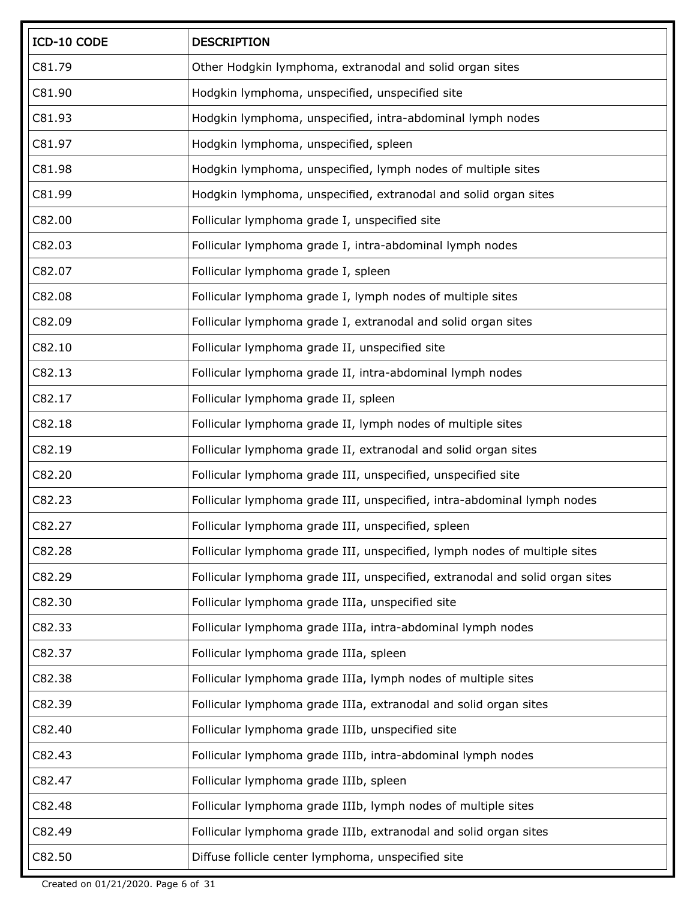| ICD-10 CODE | DESCRIPTION |
| --- | --- |
| C81.79 | Other Hodgkin lymphoma, extranodal and solid organ sites |
| C81.90 | Hodgkin lymphoma, unspecified, unspecified site |
| C81.93 | Hodgkin lymphoma, unspecified, intra-abdominal lymph nodes |
| C81.97 | Hodgkin lymphoma, unspecified, spleen |
| C81.98 | Hodgkin lymphoma, unspecified, lymph nodes of multiple sites |
| C81.99 | Hodgkin lymphoma, unspecified, extranodal and solid organ sites |
| C82.00 | Follicular lymphoma grade I, unspecified site |
| C82.03 | Follicular lymphoma grade I, intra-abdominal lymph nodes |
| C82.07 | Follicular lymphoma grade I, spleen |
| C82.08 | Follicular lymphoma grade I, lymph nodes of multiple sites |
| C82.09 | Follicular lymphoma grade I, extranodal and solid organ sites |
| C82.10 | Follicular lymphoma grade II, unspecified site |
| C82.13 | Follicular lymphoma grade II, intra-abdominal lymph nodes |
| C82.17 | Follicular lymphoma grade II, spleen |
| C82.18 | Follicular lymphoma grade II, lymph nodes of multiple sites |
| C82.19 | Follicular lymphoma grade II, extranodal and solid organ sites |
| C82.20 | Follicular lymphoma grade III, unspecified, unspecified site |
| C82.23 | Follicular lymphoma grade III, unspecified, intra-abdominal lymph nodes |
| C82.27 | Follicular lymphoma grade III, unspecified, spleen |
| C82.28 | Follicular lymphoma grade III, unspecified, lymph nodes of multiple sites |
| C82.29 | Follicular lymphoma grade III, unspecified, extranodal and solid organ sites |
| C82.30 | Follicular lymphoma grade IIIa, unspecified site |
| C82.33 | Follicular lymphoma grade IIIa, intra-abdominal lymph nodes |
| C82.37 | Follicular lymphoma grade IIIa, spleen |
| C82.38 | Follicular lymphoma grade IIIa, lymph nodes of multiple sites |
| C82.39 | Follicular lymphoma grade IIIa, extranodal and solid organ sites |
| C82.40 | Follicular lymphoma grade IIIb, unspecified site |
| C82.43 | Follicular lymphoma grade IIIb, intra-abdominal lymph nodes |
| C82.47 | Follicular lymphoma grade IIIb, spleen |
| C82.48 | Follicular lymphoma grade IIIb, lymph nodes of multiple sites |
| C82.49 | Follicular lymphoma grade IIIb, extranodal and solid organ sites |
| C82.50 | Diffuse follicle center lymphoma, unspecified site |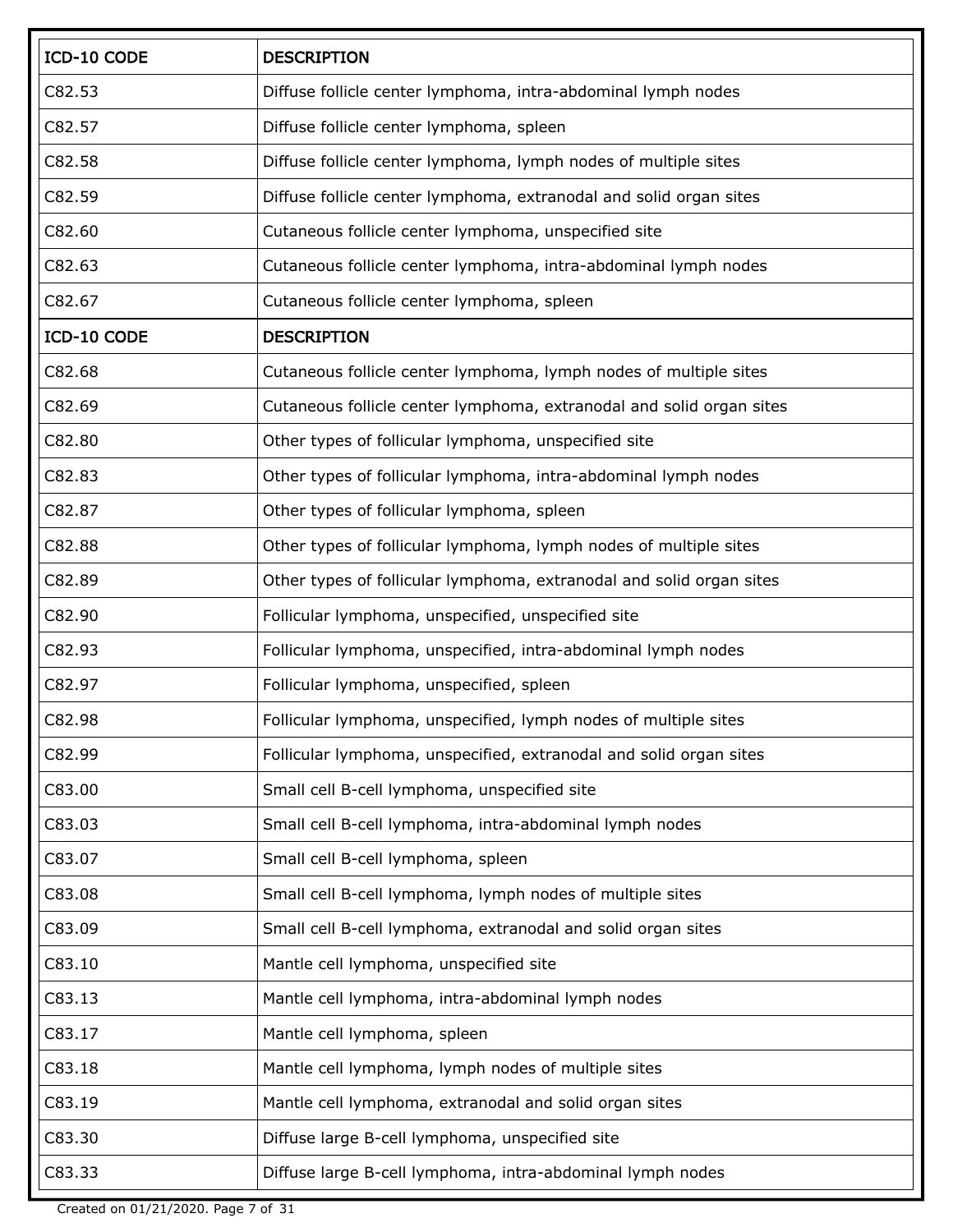| ICD-10 CODE | DESCRIPTION |
| --- | --- |
| C82.53 | Diffuse follicle center lymphoma, intra-abdominal lymph nodes |
| C82.57 | Diffuse follicle center lymphoma, spleen |
| C82.58 | Diffuse follicle center lymphoma, lymph nodes of multiple sites |
| C82.59 | Diffuse follicle center lymphoma, extranodal and solid organ sites |
| C82.60 | Cutaneous follicle center lymphoma, unspecified site |
| C82.63 | Cutaneous follicle center lymphoma, intra-abdominal lymph nodes |
| C82.67 | Cutaneous follicle center lymphoma, spleen |
| ICD-10 CODE | DESCRIPTION |
| C82.68 | Cutaneous follicle center lymphoma, lymph nodes of multiple sites |
| C82.69 | Cutaneous follicle center lymphoma, extranodal and solid organ sites |
| C82.80 | Other types of follicular lymphoma, unspecified site |
| C82.83 | Other types of follicular lymphoma, intra-abdominal lymph nodes |
| C82.87 | Other types of follicular lymphoma, spleen |
| C82.88 | Other types of follicular lymphoma, lymph nodes of multiple sites |
| C82.89 | Other types of follicular lymphoma, extranodal and solid organ sites |
| C82.90 | Follicular lymphoma, unspecified, unspecified site |
| C82.93 | Follicular lymphoma, unspecified, intra-abdominal lymph nodes |
| C82.97 | Follicular lymphoma, unspecified, spleen |
| C82.98 | Follicular lymphoma, unspecified, lymph nodes of multiple sites |
| C82.99 | Follicular lymphoma, unspecified, extranodal and solid organ sites |
| C83.00 | Small cell B-cell lymphoma, unspecified site |
| C83.03 | Small cell B-cell lymphoma, intra-abdominal lymph nodes |
| C83.07 | Small cell B-cell lymphoma, spleen |
| C83.08 | Small cell B-cell lymphoma, lymph nodes of multiple sites |
| C83.09 | Small cell B-cell lymphoma, extranodal and solid organ sites |
| C83.10 | Mantle cell lymphoma, unspecified site |
| C83.13 | Mantle cell lymphoma, intra-abdominal lymph nodes |
| C83.17 | Mantle cell lymphoma, spleen |
| C83.18 | Mantle cell lymphoma, lymph nodes of multiple sites |
| C83.19 | Mantle cell lymphoma, extranodal and solid organ sites |
| C83.30 | Diffuse large B-cell lymphoma, unspecified site |
| C83.33 | Diffuse large B-cell lymphoma, intra-abdominal lymph nodes |

Created on 01/21/2020.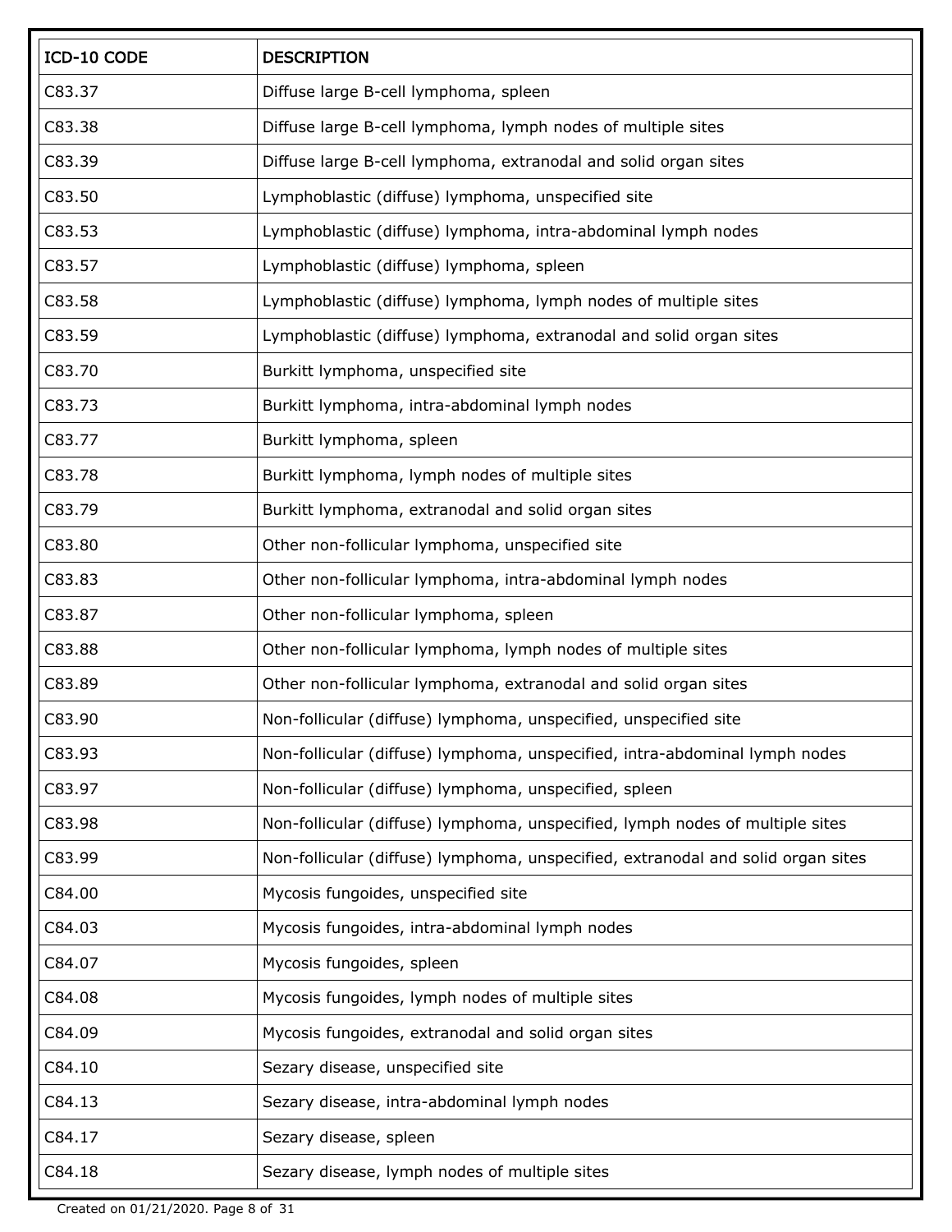| ICD-10 CODE | DESCRIPTION |
| --- | --- |
| C83.37 | Diffuse large B-cell lymphoma, spleen |
| C83.38 | Diffuse large B-cell lymphoma, lymph nodes of multiple sites |
| C83.39 | Diffuse large B-cell lymphoma, extranodal and solid organ sites |
| C83.50 | Lymphoblastic (diffuse) lymphoma, unspecified site |
| C83.53 | Lymphoblastic (diffuse) lymphoma, intra-abdominal lymph nodes |
| C83.57 | Lymphoblastic (diffuse) lymphoma, spleen |
| C83.58 | Lymphoblastic (diffuse) lymphoma, lymph nodes of multiple sites |
| C83.59 | Lymphoblastic (diffuse) lymphoma, extranodal and solid organ sites |
| C83.70 | Burkitt lymphoma, unspecified site |
| C83.73 | Burkitt lymphoma, intra-abdominal lymph nodes |
| C83.77 | Burkitt lymphoma, spleen |
| C83.78 | Burkitt lymphoma, lymph nodes of multiple sites |
| C83.79 | Burkitt lymphoma, extranodal and solid organ sites |
| C83.80 | Other non-follicular lymphoma, unspecified site |
| C83.83 | Other non-follicular lymphoma, intra-abdominal lymph nodes |
| C83.87 | Other non-follicular lymphoma, spleen |
| C83.88 | Other non-follicular lymphoma, lymph nodes of multiple sites |
| C83.89 | Other non-follicular lymphoma, extranodal and solid organ sites |
| C83.90 | Non-follicular (diffuse) lymphoma, unspecified, unspecified site |
| C83.93 | Non-follicular (diffuse) lymphoma, unspecified, intra-abdominal lymph nodes |
| C83.97 | Non-follicular (diffuse) lymphoma, unspecified, spleen |
| C83.98 | Non-follicular (diffuse) lymphoma, unspecified, lymph nodes of multiple sites |
| C83.99 | Non-follicular (diffuse) lymphoma, unspecified, extranodal and solid organ sites |
| C84.00 | Mycosis fungoides, unspecified site |
| C84.03 | Mycosis fungoides, intra-abdominal lymph nodes |
| C84.07 | Mycosis fungoides, spleen |
| C84.08 | Mycosis fungoides, lymph nodes of multiple sites |
| C84.09 | Mycosis fungoides, extranodal and solid organ sites |
| C84.10 | Sezary disease, unspecified site |
| C84.13 | Sezary disease, intra-abdominal lymph nodes |
| C84.17 | Sezary disease, spleen |
| C84.18 | Sezary disease, lymph nodes of multiple sites |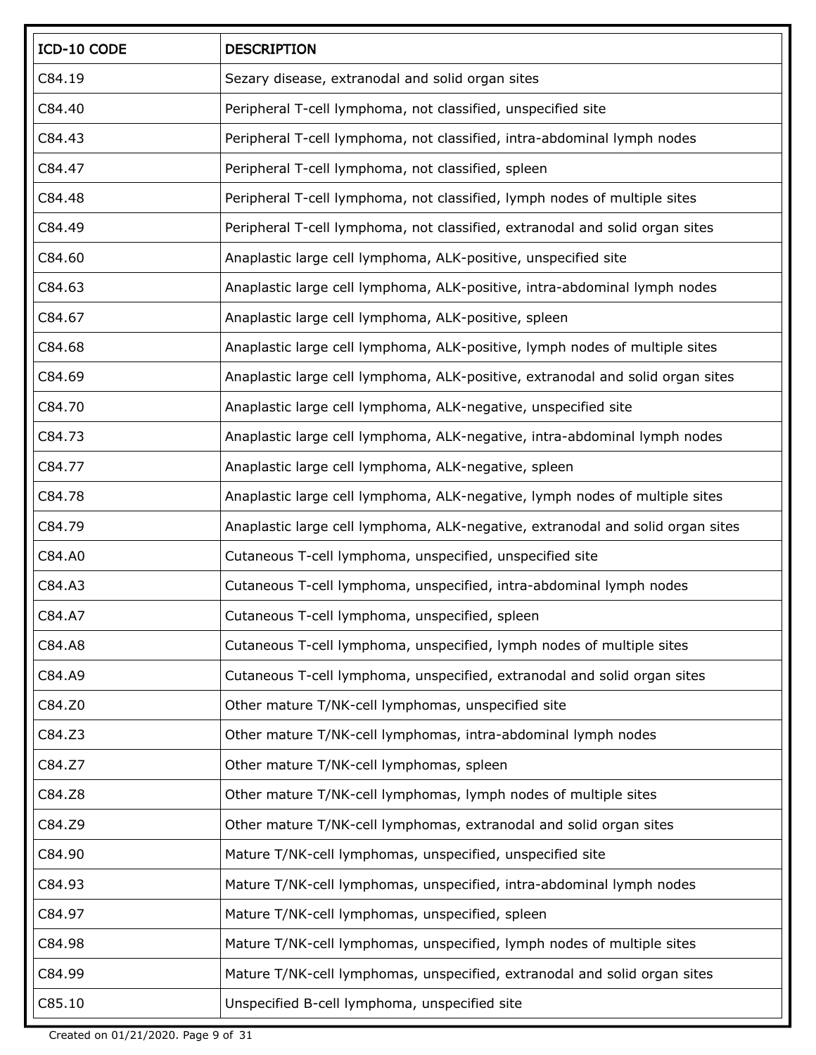| ICD-10 CODE | DESCRIPTION |
| --- | --- |
| C84.19 | Sezary disease, extranodal and solid organ sites |
| C84.40 | Peripheral T-cell lymphoma, not classified, unspecified site |
| C84.43 | Peripheral T-cell lymphoma, not classified, intra-abdominal lymph nodes |
| C84.47 | Peripheral T-cell lymphoma, not classified, spleen |
| C84.48 | Peripheral T-cell lymphoma, not classified, lymph nodes of multiple sites |
| C84.49 | Peripheral T-cell lymphoma, not classified, extranodal and solid organ sites |
| C84.60 | Anaplastic large cell lymphoma, ALK-positive, unspecified site |
| C84.63 | Anaplastic large cell lymphoma, ALK-positive, intra-abdominal lymph nodes |
| C84.67 | Anaplastic large cell lymphoma, ALK-positive, spleen |
| C84.68 | Anaplastic large cell lymphoma, ALK-positive, lymph nodes of multiple sites |
| C84.69 | Anaplastic large cell lymphoma, ALK-positive, extranodal and solid organ sites |
| C84.70 | Anaplastic large cell lymphoma, ALK-negative, unspecified site |
| C84.73 | Anaplastic large cell lymphoma, ALK-negative, intra-abdominal lymph nodes |
| C84.77 | Anaplastic large cell lymphoma, ALK-negative, spleen |
| C84.78 | Anaplastic large cell lymphoma, ALK-negative, lymph nodes of multiple sites |
| C84.79 | Anaplastic large cell lymphoma, ALK-negative, extranodal and solid organ sites |
| C84.A0 | Cutaneous T-cell lymphoma, unspecified, unspecified site |
| C84.A3 | Cutaneous T-cell lymphoma, unspecified, intra-abdominal lymph nodes |
| C84.A7 | Cutaneous T-cell lymphoma, unspecified, spleen |
| C84.A8 | Cutaneous T-cell lymphoma, unspecified, lymph nodes of multiple sites |
| C84.A9 | Cutaneous T-cell lymphoma, unspecified, extranodal and solid organ sites |
| C84.Z0 | Other mature T/NK-cell lymphomas, unspecified site |
| C84.Z3 | Other mature T/NK-cell lymphomas, intra-abdominal lymph nodes |
| C84.Z7 | Other mature T/NK-cell lymphomas, spleen |
| C84.Z8 | Other mature T/NK-cell lymphomas, lymph nodes of multiple sites |
| C84.Z9 | Other mature T/NK-cell lymphomas, extranodal and solid organ sites |
| C84.90 | Mature T/NK-cell lymphomas, unspecified, unspecified site |
| C84.93 | Mature T/NK-cell lymphomas, unspecified, intra-abdominal lymph nodes |
| C84.97 | Mature T/NK-cell lymphomas, unspecified, spleen |
| C84.98 | Mature T/NK-cell lymphomas, unspecified, lymph nodes of multiple sites |
| C84.99 | Mature T/NK-cell lymphomas, unspecified, extranodal and solid organ sites |
| C85.10 | Unspecified B-cell lymphoma, unspecified site |

Created on 01/21/2020.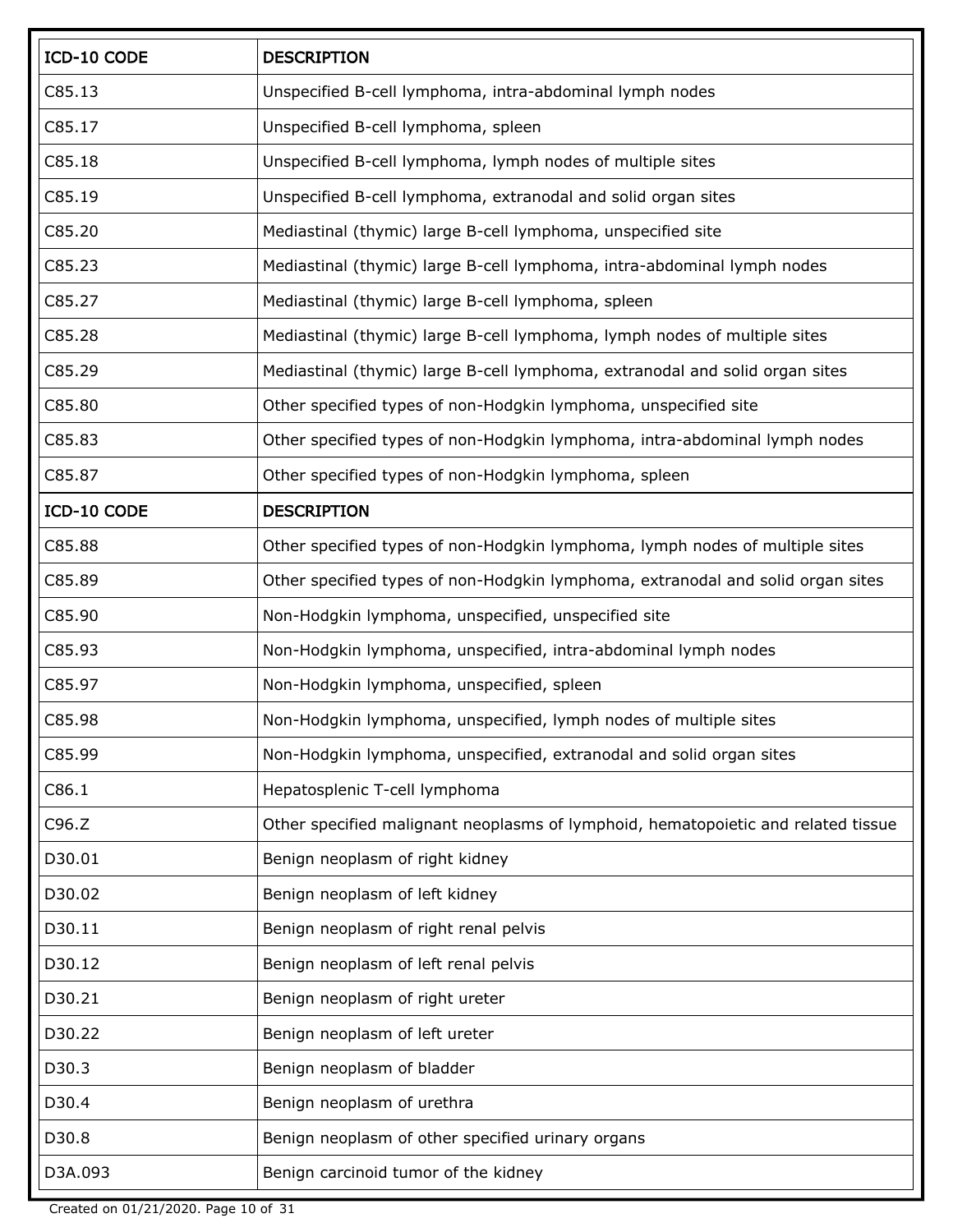| ICD-10 CODE | DESCRIPTION |
| --- | --- |
| C85.13 | Unspecified B-cell lymphoma, intra-abdominal lymph nodes |
| C85.17 | Unspecified B-cell lymphoma, spleen |
| C85.18 | Unspecified B-cell lymphoma, lymph nodes of multiple sites |
| C85.19 | Unspecified B-cell lymphoma, extranodal and solid organ sites |
| C85.20 | Mediastinal (thymic) large B-cell lymphoma, unspecified site |
| C85.23 | Mediastinal (thymic) large B-cell lymphoma, intra-abdominal lymph nodes |
| C85.27 | Mediastinal (thymic) large B-cell lymphoma, spleen |
| C85.28 | Mediastinal (thymic) large B-cell lymphoma, lymph nodes of multiple sites |
| C85.29 | Mediastinal (thymic) large B-cell lymphoma, extranodal and solid organ sites |
| C85.80 | Other specified types of non-Hodgkin lymphoma, unspecified site |
| C85.83 | Other specified types of non-Hodgkin lymphoma, intra-abdominal lymph nodes |
| C85.87 | Other specified types of non-Hodgkin lymphoma, spleen |
| C85.88 | Other specified types of non-Hodgkin lymphoma, lymph nodes of multiple sites |
| C85.89 | Other specified types of non-Hodgkin lymphoma, extranodal and solid organ sites |
| C85.90 | Non-Hodgkin lymphoma, unspecified, unspecified site |
| C85.93 | Non-Hodgkin lymphoma, unspecified, intra-abdominal lymph nodes |
| C85.97 | Non-Hodgkin lymphoma, unspecified, spleen |
| C85.98 | Non-Hodgkin lymphoma, unspecified, lymph nodes of multiple sites |
| C85.99 | Non-Hodgkin lymphoma, unspecified, extranodal and solid organ sites |
| C86.1 | Hepatosplenic T-cell lymphoma |
| C96.Z | Other specified malignant neoplasms of lymphoid, hematopoietic and related tissue |
| D30.01 | Benign neoplasm of right kidney |
| D30.02 | Benign neoplasm of left kidney |
| D30.11 | Benign neoplasm of right renal pelvis |
| D30.12 | Benign neoplasm of left renal pelvis |
| D30.21 | Benign neoplasm of right ureter |
| D30.22 | Benign neoplasm of left ureter |
| D30.3 | Benign neoplasm of bladder |
| D30.4 | Benign neoplasm of urethra |
| D30.8 | Benign neoplasm of other specified urinary organs |
| D3A.093 | Benign carcinoid tumor of the kidney |

Created on 01/21/2020.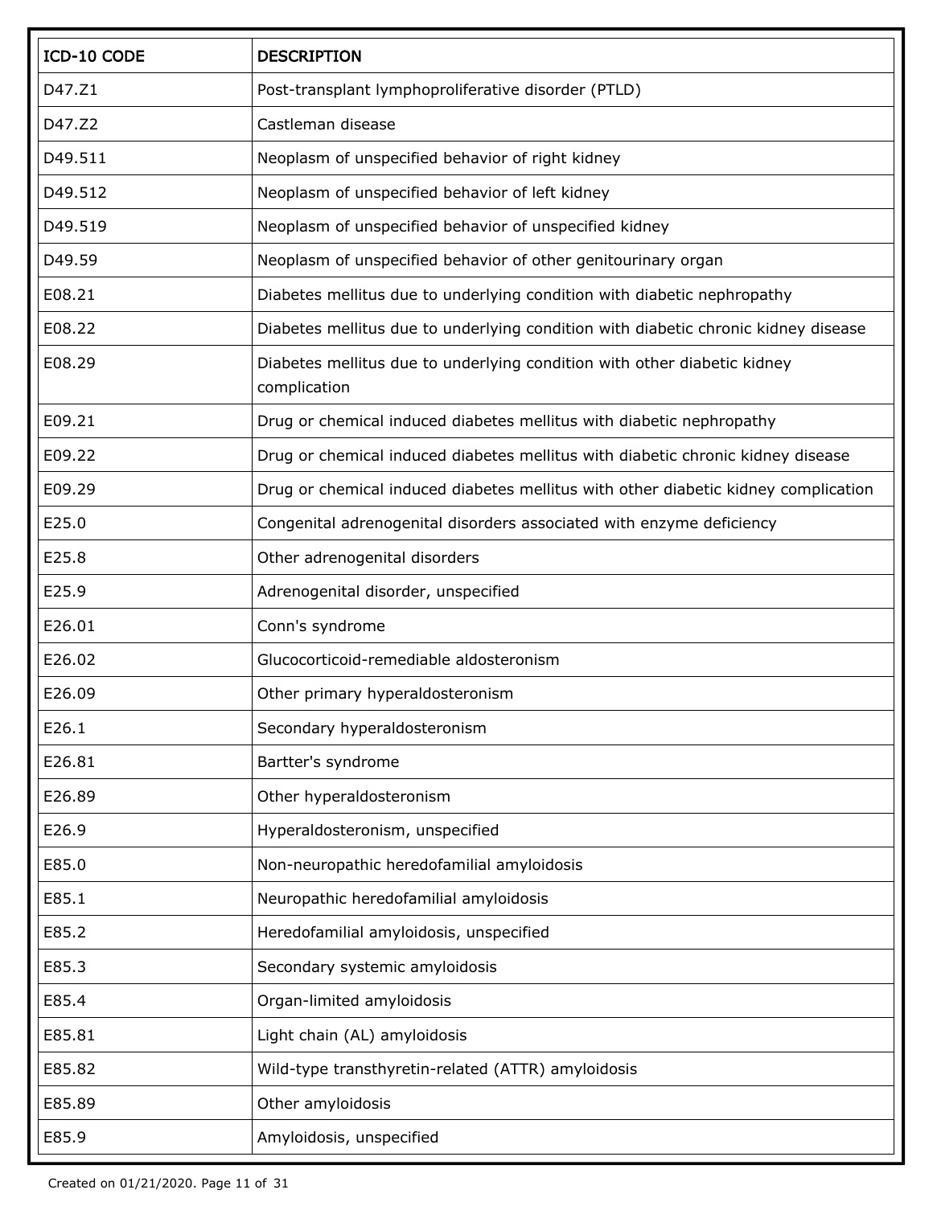| ICD-10 CODE | DESCRIPTION |
|---|---|
| D47.Z1 | Post-transplant lymphoproliferative disorder (PTLD) |
| D47.Z2 | Castleman disease |
| D49.511 | Neoplasm of unspecified behavior of right kidney |
| D49.512 | Neoplasm of unspecified behavior of left kidney |
| D49.519 | Neoplasm of unspecified behavior of unspecified kidney |
| D49.59 | Neoplasm of unspecified behavior of other genitourinary organ |
| E08.21 | Diabetes mellitus due to underlying condition with diabetic nephropathy |
| E08.22 | Diabetes mellitus due to underlying condition with diabetic chronic kidney disease |
| E08.29 | Diabetes mellitus due to underlying condition with other diabetic kidney complication |
| E09.21 | Drug or chemical induced diabetes mellitus with diabetic nephropathy |
| E09.22 | Drug or chemical induced diabetes mellitus with diabetic chronic kidney disease |
| E09.29 | Drug or chemical induced diabetes mellitus with other diabetic kidney complication |
| E25.0 | Congenital adrenogenital disorders associated with enzyme deficiency |
| E25.8 | Other adrenogenital disorders |
| E25.9 | Adrenogenital disorder, unspecified |
| E26.01 | Conn's syndrome |
| E26.02 | Glucocorticoid-remediable aldosteronism |
| E26.09 | Other primary hyperaldosteronism |
| E26.1 | Secondary hyperaldosteronism |
| E26.81 | Bartter's syndrome |
| E26.89 | Other hyperaldosteronism |
| E26.9 | Hyperaldosteronism, unspecified |
| E85.0 | Non-neuropathic heredofamilial amyloidosis |
| E85.1 | Neuropathic heredofamilial amyloidosis |
| E85.2 | Heredofamilial amyloidosis, unspecified |
| E85.3 | Secondary systemic amyloidosis |
| E85.4 | Organ-limited amyloidosis |
| E85.81 | Light chain (AL) amyloidosis |
| E85.82 | Wild-type transthyretin-related (ATTR) amyloidosis |
| E85.89 | Other amyloidosis |
| E85.9 | Amyloidosis, unspecified |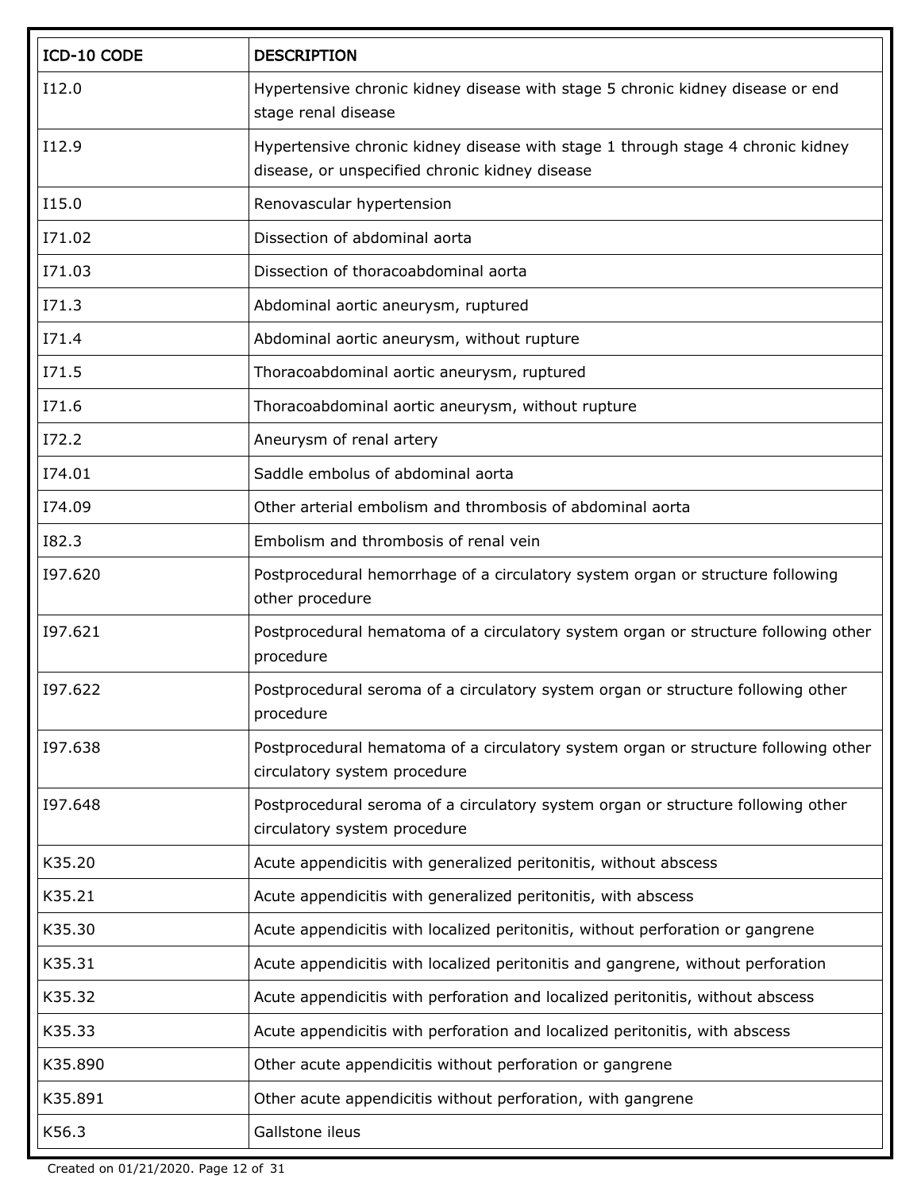| ICD-10 CODE | DESCRIPTION |
| --- | --- |
| I12.0 | Hypertensive chronic kidney disease with stage 5 chronic kidney disease or end stage renal disease |
| I12.9 | Hypertensive chronic kidney disease with stage 1 through stage 4 chronic kidney disease, or unspecified chronic kidney disease |
| I15.0 | Renovascular hypertension |
| I71.02 | Dissection of abdominal aorta |
| I71.03 | Dissection of thoracoabdominal aorta |
| I71.3 | Abdominal aortic aneurysm, ruptured |
| I71.4 | Abdominal aortic aneurysm, without rupture |
| I71.5 | Thoracoabdominal aortic aneurysm, ruptured |
| I71.6 | Thoracoabdominal aortic aneurysm, without rupture |
| I72.2 | Aneurysm of renal artery |
| I74.01 | Saddle embolus of abdominal aorta |
| I74.09 | Other arterial embolism and thrombosis of abdominal aorta |
| I82.3 | Embolism and thrombosis of renal vein |
| I97.620 | Postprocedural hemorrhage of a circulatory system organ or structure following other procedure |
| I97.621 | Postprocedural hematoma of a circulatory system organ or structure following other procedure |
| I97.622 | Postprocedural seroma of a circulatory system organ or structure following other procedure |
| I97.638 | Postprocedural hematoma of a circulatory system organ or structure following other circulatory system procedure |
| I97.648 | Postprocedural seroma of a circulatory system organ or structure following other circulatory system procedure |
| K35.20 | Acute appendicitis with generalized peritonitis, without abscess |
| K35.21 | Acute appendicitis with generalized peritonitis, with abscess |
| K35.30 | Acute appendicitis with localized peritonitis, without perforation or gangrene |
| K35.31 | Acute appendicitis with localized peritonitis and gangrene, without perforation |
| K35.32 | Acute appendicitis with perforation and localized peritonitis, without abscess |
| K35.33 | Acute appendicitis with perforation and localized peritonitis, with abscess |
| K35.890 | Other acute appendicitis without perforation or gangrene |
| K35.891 | Other acute appendicitis without perforation, with gangrene |
| K56.3 | Gallstone ileus |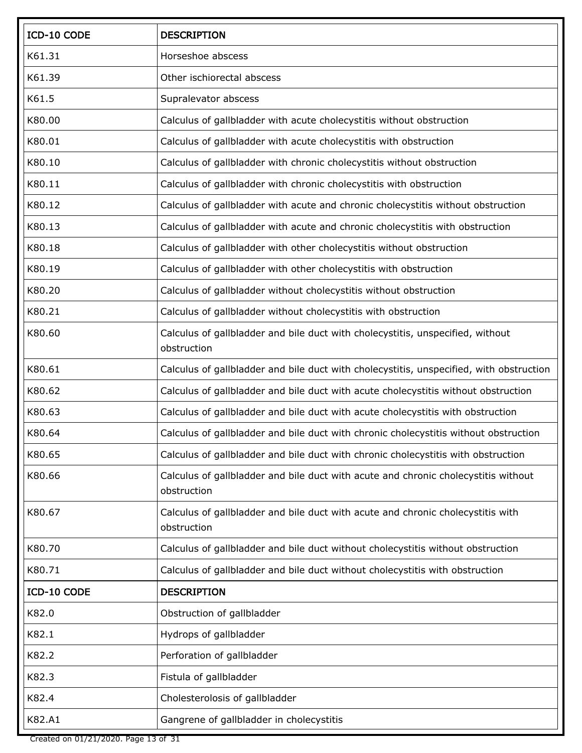| ICD-10 CODE | DESCRIPTION |
|---|---|
| K61.31 | Horseshoe abscess |
| K61.39 | Other ischiorectal abscess |
| K61.5 | Supralevator abscess |
| K80.00 | Calculus of gallbladder with acute cholecystitis without obstruction |
| K80.01 | Calculus of gallbladder with acute cholecystitis with obstruction |
| K80.10 | Calculus of gallbladder with chronic cholecystitis without obstruction |
| K80.11 | Calculus of gallbladder with chronic cholecystitis with obstruction |
| K80.12 | Calculus of gallbladder with acute and chronic cholecystitis without obstruction |
| K80.13 | Calculus of gallbladder with acute and chronic cholecystitis with obstruction |
| K80.18 | Calculus of gallbladder with other cholecystitis without obstruction |
| K80.19 | Calculus of gallbladder with other cholecystitis with obstruction |
| K80.20 | Calculus of gallbladder without cholecystitis without obstruction |
| K80.21 | Calculus of gallbladder without cholecystitis with obstruction |
| K80.60 | Calculus of gallbladder and bile duct with cholecystitis, unspecified, without obstruction |
| K80.61 | Calculus of gallbladder and bile duct with cholecystitis, unspecified, with obstruction |
| K80.62 | Calculus of gallbladder and bile duct with acute cholecystitis without obstruction |
| K80.63 | Calculus of gallbladder and bile duct with acute cholecystitis with obstruction |
| K80.64 | Calculus of gallbladder and bile duct with chronic cholecystitis without obstruction |
| K80.65 | Calculus of gallbladder and bile duct with chronic cholecystitis with obstruction |
| K80.66 | Calculus of gallbladder and bile duct with acute and chronic cholecystitis without obstruction |
| K80.67 | Calculus of gallbladder and bile duct with acute and chronic cholecystitis with obstruction |
| K80.70 | Calculus of gallbladder and bile duct without cholecystitis without obstruction |
| K80.71 | Calculus of gallbladder and bile duct without cholecystitis with obstruction |
| K82.0 | Obstruction of gallbladder |
| K82.1 | Hydrops of gallbladder |
| K82.2 | Perforation of gallbladder |
| K82.3 | Fistula of gallbladder |
| K82.4 | Cholesterolosis of gallbladder |
| K82.A1 | Gangrene of gallbladder in cholecystitis |

Created on 01/21/2020.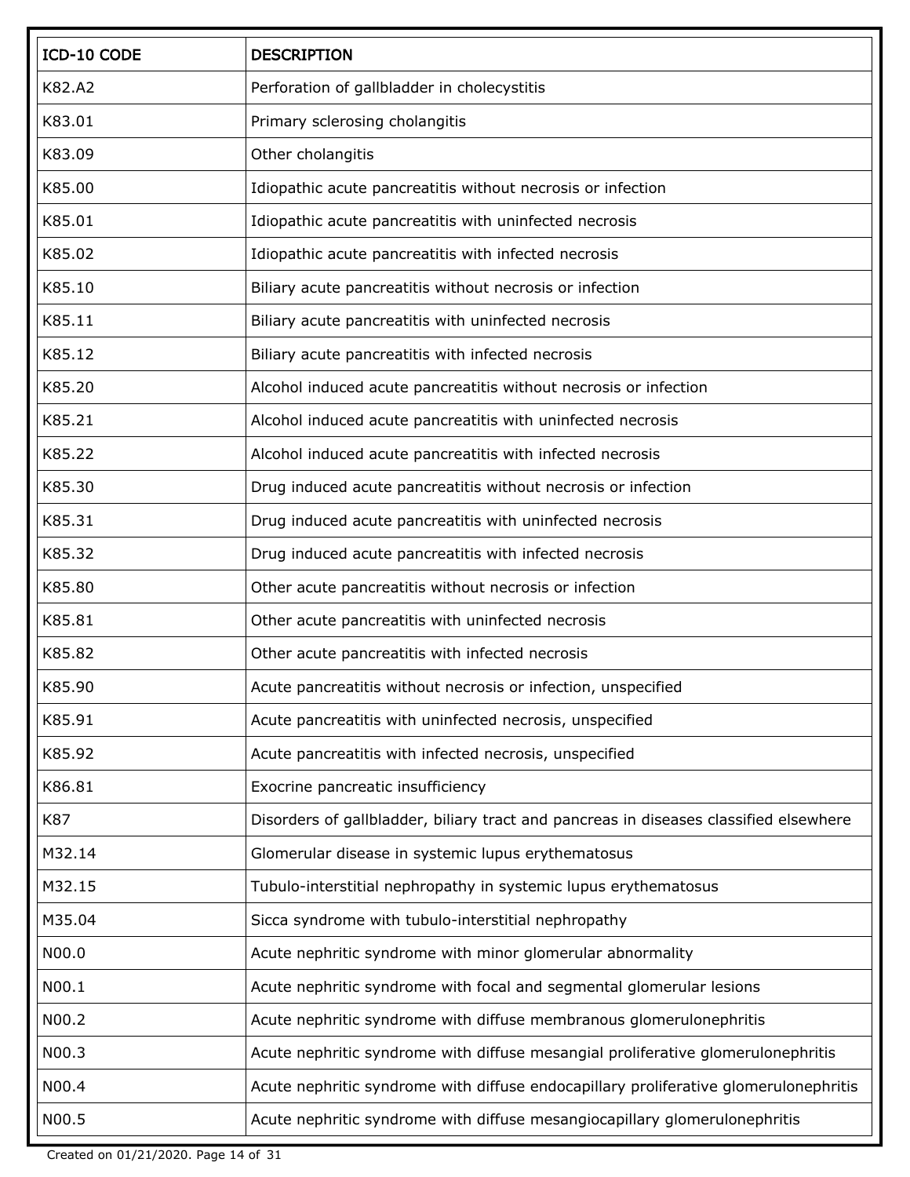| ICD-10 CODE | DESCRIPTION |
| --- | --- |
| K82.A2 | Perforation of gallbladder in cholecystitis |
| K83.01 | Primary sclerosing cholangitis |
| K83.09 | Other cholangitis |
| K85.00 | Idiopathic acute pancreatitis without necrosis or infection |
| K85.01 | Idiopathic acute pancreatitis with uninfected necrosis |
| K85.02 | Idiopathic acute pancreatitis with infected necrosis |
| K85.10 | Biliary acute pancreatitis without necrosis or infection |
| K85.11 | Biliary acute pancreatitis with uninfected necrosis |
| K85.12 | Biliary acute pancreatitis with infected necrosis |
| K85.20 | Alcohol induced acute pancreatitis without necrosis or infection |
| K85.21 | Alcohol induced acute pancreatitis with uninfected necrosis |
| K85.22 | Alcohol induced acute pancreatitis with infected necrosis |
| K85.30 | Drug induced acute pancreatitis without necrosis or infection |
| K85.31 | Drug induced acute pancreatitis with uninfected necrosis |
| K85.32 | Drug induced acute pancreatitis with infected necrosis |
| K85.80 | Other acute pancreatitis without necrosis or infection |
| K85.81 | Other acute pancreatitis with uninfected necrosis |
| K85.82 | Other acute pancreatitis with infected necrosis |
| K85.90 | Acute pancreatitis without necrosis or infection, unspecified |
| K85.91 | Acute pancreatitis with uninfected necrosis, unspecified |
| K85.92 | Acute pancreatitis with infected necrosis, unspecified |
| K86.81 | Exocrine pancreatic insufficiency |
| K87 | Disorders of gallbladder, biliary tract and pancreas in diseases classified elsewhere |
| M32.14 | Glomerular disease in systemic lupus erythematosus |
| M32.15 | Tubulo-interstitial nephropathy in systemic lupus erythematosus |
| M35.04 | Sicca syndrome with tubulo-interstitial nephropathy |
| N00.0 | Acute nephritic syndrome with minor glomerular abnormality |
| N00.1 | Acute nephritic syndrome with focal and segmental glomerular lesions |
| N00.2 | Acute nephritic syndrome with diffuse membranous glomerulonephritis |
| N00.3 | Acute nephritic syndrome with diffuse mesangial proliferative glomerulonephritis |
| N00.4 | Acute nephritic syndrome with diffuse endocapillary proliferative glomerulonephritis |
| N00.5 | Acute nephritic syndrome with diffuse mesangiocapillary glomerulonephritis |

Created on 01/21/2020.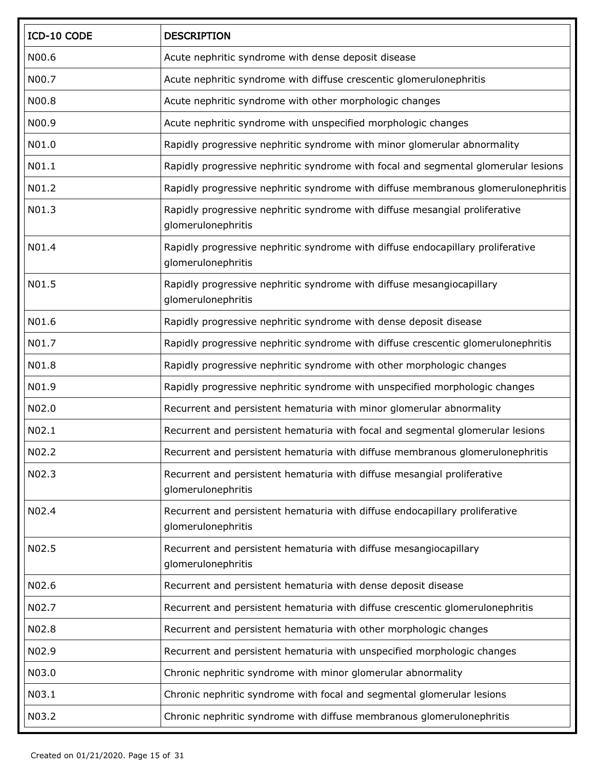| ICD-10 CODE | DESCRIPTION |
| --- | --- |
| N00.6 | Acute nephritic syndrome with dense deposit disease |
| N00.7 | Acute nephritic syndrome with diffuse crescentic glomerulonephritis |
| N00.8 | Acute nephritic syndrome with other morphologic changes |
| N00.9 | Acute nephritic syndrome with unspecified morphologic changes |
| N01.0 | Rapidly progressive nephritic syndrome with minor glomerular abnormality |
| N01.1 | Rapidly progressive nephritic syndrome with focal and segmental glomerular lesions |
| N01.2 | Rapidly progressive nephritic syndrome with diffuse membranous glomerulonephritis |
| N01.3 | Rapidly progressive nephritic syndrome with diffuse mesangial proliferative glomerulonephritis |
| N01.4 | Rapidly progressive nephritic syndrome with diffuse endocapillary proliferative glomerulonephritis |
| N01.5 | Rapidly progressive nephritic syndrome with diffuse mesangiocapillary glomerulonephritis |
| N01.6 | Rapidly progressive nephritic syndrome with dense deposit disease |
| N01.7 | Rapidly progressive nephritic syndrome with diffuse crescentic glomerulonephritis |
| N01.8 | Rapidly progressive nephritic syndrome with other morphologic changes |
| N01.9 | Rapidly progressive nephritic syndrome with unspecified morphologic changes |
| N02.0 | Recurrent and persistent hematuria with minor glomerular abnormality |
| N02.1 | Recurrent and persistent hematuria with focal and segmental glomerular lesions |
| N02.2 | Recurrent and persistent hematuria with diffuse membranous glomerulonephritis |
| N02.3 | Recurrent and persistent hematuria with diffuse mesangial proliferative glomerulonephritis |
| N02.4 | Recurrent and persistent hematuria with diffuse endocapillary proliferative glomerulonephritis |
| N02.5 | Recurrent and persistent hematuria with diffuse mesangiocapillary glomerulonephritis |
| N02.6 | Recurrent and persistent hematuria with dense deposit disease |
| N02.7 | Recurrent and persistent hematuria with diffuse crescentic glomerulonephritis |
| N02.8 | Recurrent and persistent hematuria with other morphologic changes |
| N02.9 | Recurrent and persistent hematuria with unspecified morphologic changes |
| N03.0 | Chronic nephritic syndrome with minor glomerular abnormality |
| N03.1 | Chronic nephritic syndrome with focal and segmental glomerular lesions |
| N03.2 | Chronic nephritic syndrome with diffuse membranous glomerulonephritis |

Created on 01/21/2020.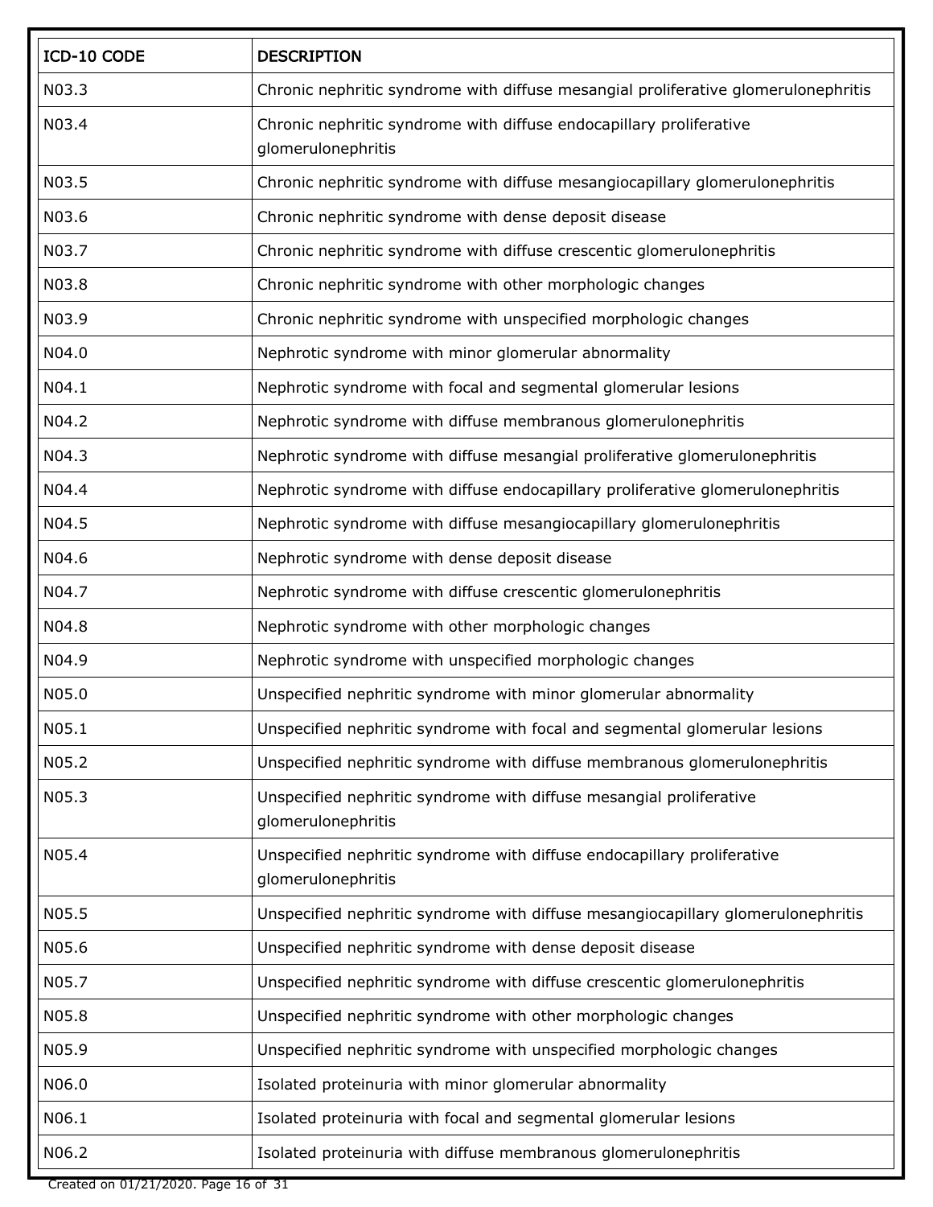| ICD-10 CODE | DESCRIPTION |
|---|---|
| N03.3 | Chronic nephritic syndrome with diffuse mesangial proliferative glomerulonephritis |
| N03.4 | Chronic nephritic syndrome with diffuse endocapillary proliferative glomerulonephritis |
| N03.5 | Chronic nephritic syndrome with diffuse mesangiocapillary glomerulonephritis |
| N03.6 | Chronic nephritic syndrome with dense deposit disease |
| N03.7 | Chronic nephritic syndrome with diffuse crescentic glomerulonephritis |
| N03.8 | Chronic nephritic syndrome with other morphologic changes |
| N03.9 | Chronic nephritic syndrome with unspecified morphologic changes |
| N04.0 | Nephrotic syndrome with minor glomerular abnormality |
| N04.1 | Nephrotic syndrome with focal and segmental glomerular lesions |
| N04.2 | Nephrotic syndrome with diffuse membranous glomerulonephritis |
| N04.3 | Nephrotic syndrome with diffuse mesangial proliferative glomerulonephritis |
| N04.4 | Nephrotic syndrome with diffuse endocapillary proliferative glomerulonephritis |
| N04.5 | Nephrotic syndrome with diffuse mesangiocapillary glomerulonephritis |
| N04.6 | Nephrotic syndrome with dense deposit disease |
| N04.7 | Nephrotic syndrome with diffuse crescentic glomerulonephritis |
| N04.8 | Nephrotic syndrome with other morphologic changes |
| N04.9 | Nephrotic syndrome with unspecified morphologic changes |
| N05.0 | Unspecified nephritic syndrome with minor glomerular abnormality |
| N05.1 | Unspecified nephritic syndrome with focal and segmental glomerular lesions |
| N05.2 | Unspecified nephritic syndrome with diffuse membranous glomerulonephritis |
| N05.3 | Unspecified nephritic syndrome with diffuse mesangial proliferative glomerulonephritis |
| N05.4 | Unspecified nephritic syndrome with diffuse endocapillary proliferative glomerulonephritis |
| N05.5 | Unspecified nephritic syndrome with diffuse mesangiocapillary glomerulonephritis |
| N05.6 | Unspecified nephritic syndrome with dense deposit disease |
| N05.7 | Unspecified nephritic syndrome with diffuse crescentic glomerulonephritis |
| N05.8 | Unspecified nephritic syndrome with other morphologic changes |
| N05.9 | Unspecified nephritic syndrome with unspecified morphologic changes |
| N06.0 | Isolated proteinuria with minor glomerular abnormality |
| N06.1 | Isolated proteinuria with focal and segmental glomerular lesions |
| N06.2 | Isolated proteinuria with diffuse membranous glomerulonephritis |

Created on 01/21/2020.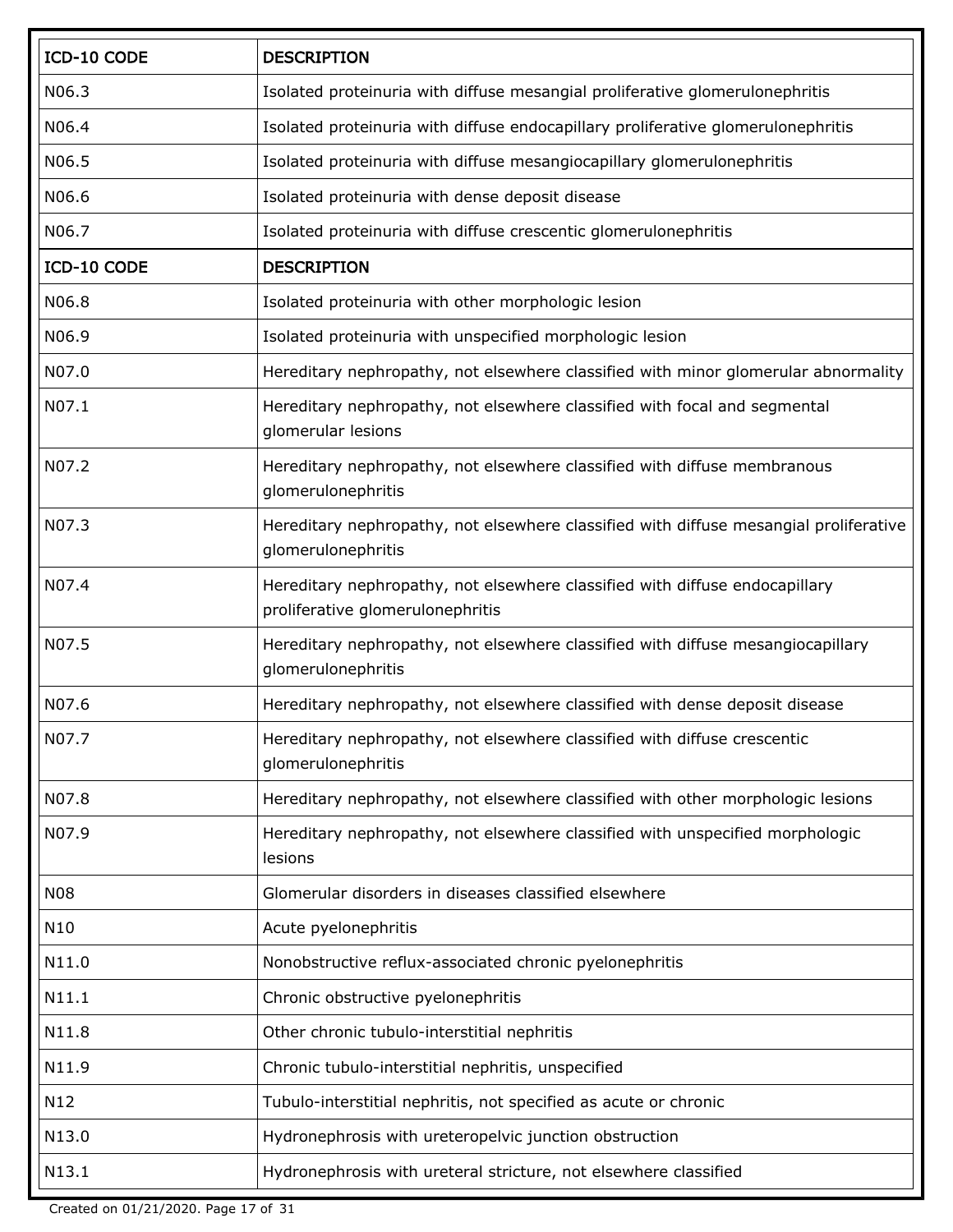| ICD-10 CODE | DESCRIPTION |
| --- | --- |
| N06.3 | Isolated proteinuria with diffuse mesangial proliferative glomerulonephritis |
| N06.4 | Isolated proteinuria with diffuse endocapillary proliferative glomerulonephritis |
| N06.5 | Isolated proteinuria with diffuse mesangiocapillary glomerulonephritis |
| N06.6 | Isolated proteinuria with dense deposit disease |
| N06.7 | Isolated proteinuria with diffuse crescentic glomerulonephritis |
| ICD-10 CODE | DESCRIPTION |
| N06.8 | Isolated proteinuria with other morphologic lesion |
| N06.9 | Isolated proteinuria with unspecified morphologic lesion |
| N07.0 | Hereditary nephropathy, not elsewhere classified with minor glomerular abnormality |
| N07.1 | Hereditary nephropathy, not elsewhere classified with focal and segmental glomerular lesions |
| N07.2 | Hereditary nephropathy, not elsewhere classified with diffuse membranous glomerulonephritis |
| N07.3 | Hereditary nephropathy, not elsewhere classified with diffuse mesangial proliferative glomerulonephritis |
| N07.4 | Hereditary nephropathy, not elsewhere classified with diffuse endocapillary proliferative glomerulonephritis |
| N07.5 | Hereditary nephropathy, not elsewhere classified with diffuse mesangiocapillary glomerulonephritis |
| N07.6 | Hereditary nephropathy, not elsewhere classified with dense deposit disease |
| N07.7 | Hereditary nephropathy, not elsewhere classified with diffuse crescentic glomerulonephritis |
| N07.8 | Hereditary nephropathy, not elsewhere classified with other morphologic lesions |
| N07.9 | Hereditary nephropathy, not elsewhere classified with unspecified morphologic lesions |
| N08 | Glomerular disorders in diseases classified elsewhere |
| N10 | Acute pyelonephritis |
| N11.0 | Nonobstructive reflux-associated chronic pyelonephritis |
| N11.1 | Chronic obstructive pyelonephritis |
| N11.8 | Other chronic tubulo-interstitial nephritis |
| N11.9 | Chronic tubulo-interstitial nephritis, unspecified |
| N12 | Tubulo-interstitial nephritis, not specified as acute or chronic |
| N13.0 | Hydronephrosis with ureteropelvic junction obstruction |
| N13.1 | Hydronephrosis with ureteral stricture, not elsewhere classified |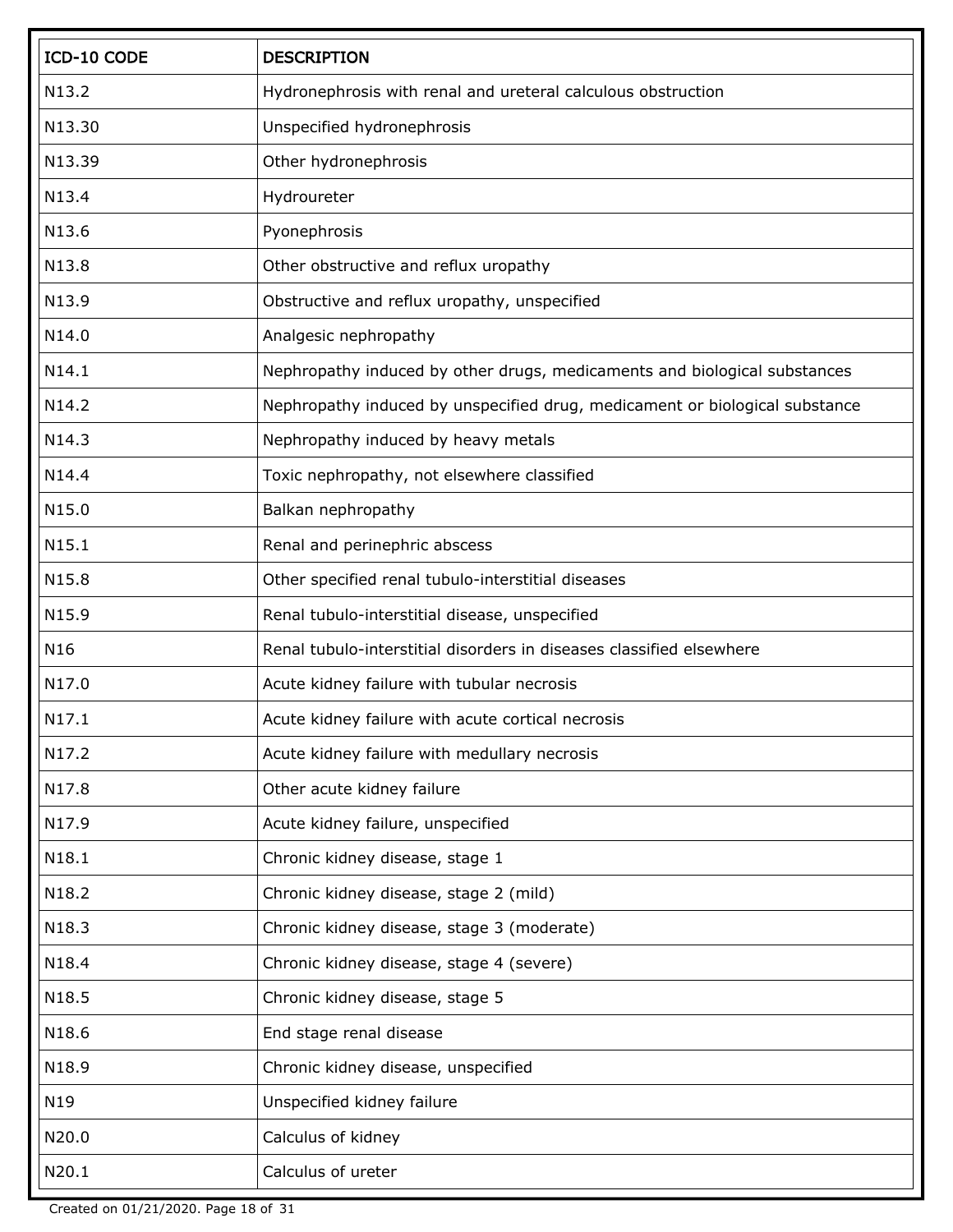| ICD-10 CODE | DESCRIPTION |
|---|---|
| N13.2 | Hydronephrosis with renal and ureteral calculous obstruction |
| N13.30 | Unspecified hydronephrosis |
| N13.39 | Other hydronephrosis |
| N13.4 | Hydroureter |
| N13.6 | Pyonephrosis |
| N13.8 | Other obstructive and reflux uropathy |
| N13.9 | Obstructive and reflux uropathy, unspecified |
| N14.0 | Analgesic nephropathy |
| N14.1 | Nephropathy induced by other drugs, medicaments and biological substances |
| N14.2 | Nephropathy induced by unspecified drug, medicament or biological substance |
| N14.3 | Nephropathy induced by heavy metals |
| N14.4 | Toxic nephropathy, not elsewhere classified |
| N15.0 | Balkan nephropathy |
| N15.1 | Renal and perinephric abscess |
| N15.8 | Other specified renal tubulo-interstitial diseases |
| N15.9 | Renal tubulo-interstitial disease, unspecified |
| N16 | Renal tubulo-interstitial disorders in diseases classified elsewhere |
| N17.0 | Acute kidney failure with tubular necrosis |
| N17.1 | Acute kidney failure with acute cortical necrosis |
| N17.2 | Acute kidney failure with medullary necrosis |
| N17.8 | Other acute kidney failure |
| N17.9 | Acute kidney failure, unspecified |
| N18.1 | Chronic kidney disease, stage 1 |
| N18.2 | Chronic kidney disease, stage 2 (mild) |
| N18.3 | Chronic kidney disease, stage 3 (moderate) |
| N18.4 | Chronic kidney disease, stage 4 (severe) |
| N18.5 | Chronic kidney disease, stage 5 |
| N18.6 | End stage renal disease |
| N18.9 | Chronic kidney disease, unspecified |
| N19 | Unspecified kidney failure |
| N20.0 | Calculus of kidney |
| N20.1 | Calculus of ureter |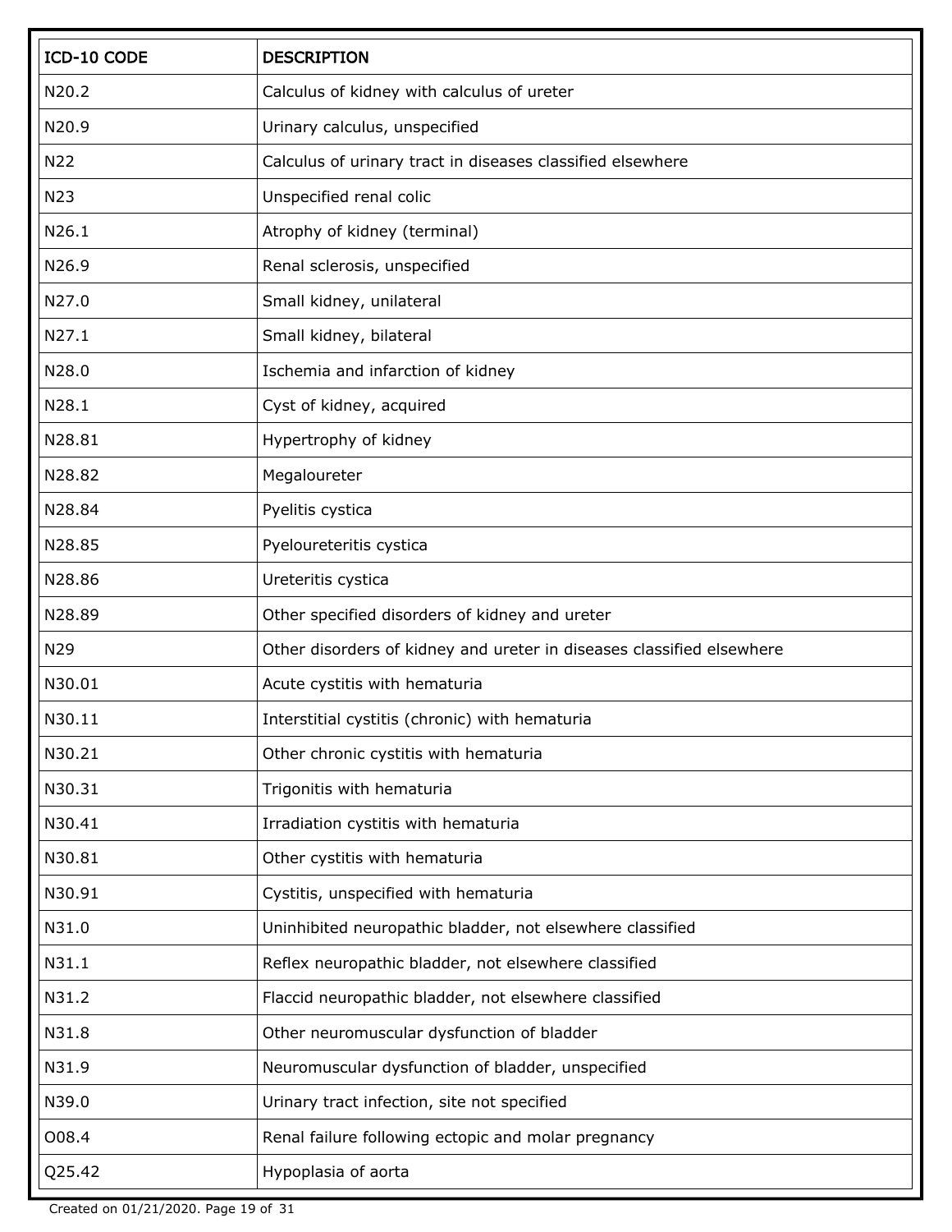| ICD-10 CODE | DESCRIPTION |
| --- | --- |
| N20.2 | Calculus of kidney with calculus of ureter |
| N20.9 | Urinary calculus, unspecified |
| N22 | Calculus of urinary tract in diseases classified elsewhere |
| N23 | Unspecified renal colic |
| N26.1 | Atrophy of kidney (terminal) |
| N26.9 | Renal sclerosis, unspecified |
| N27.0 | Small kidney, unilateral |
| N27.1 | Small kidney, bilateral |
| N28.0 | Ischemia and infarction of kidney |
| N28.1 | Cyst of kidney, acquired |
| N28.81 | Hypertrophy of kidney |
| N28.82 | Megaloureter |
| N28.84 | Pyelitis cystica |
| N28.85 | Pyeloureteritis cystica |
| N28.86 | Ureteritis cystica |
| N28.89 | Other specified disorders of kidney and ureter |
| N29 | Other disorders of kidney and ureter in diseases classified elsewhere |
| N30.01 | Acute cystitis with hematuria |
| N30.11 | Interstitial cystitis (chronic) with hematuria |
| N30.21 | Other chronic cystitis with hematuria |
| N30.31 | Trigonitis with hematuria |
| N30.41 | Irradiation cystitis with hematuria |
| N30.81 | Other cystitis with hematuria |
| N30.91 | Cystitis, unspecified with hematuria |
| N31.0 | Uninhibited neuropathic bladder, not elsewhere classified |
| N31.1 | Reflex neuropathic bladder, not elsewhere classified |
| N31.2 | Flaccid neuropathic bladder, not elsewhere classified |
| N31.8 | Other neuromuscular dysfunction of bladder |
| N31.9 | Neuromuscular dysfunction of bladder, unspecified |
| N39.0 | Urinary tract infection, site not specified |
| O08.4 | Renal failure following ectopic and molar pregnancy |
| Q25.42 | Hypoplasia of aorta |

Created on 01/21/2020.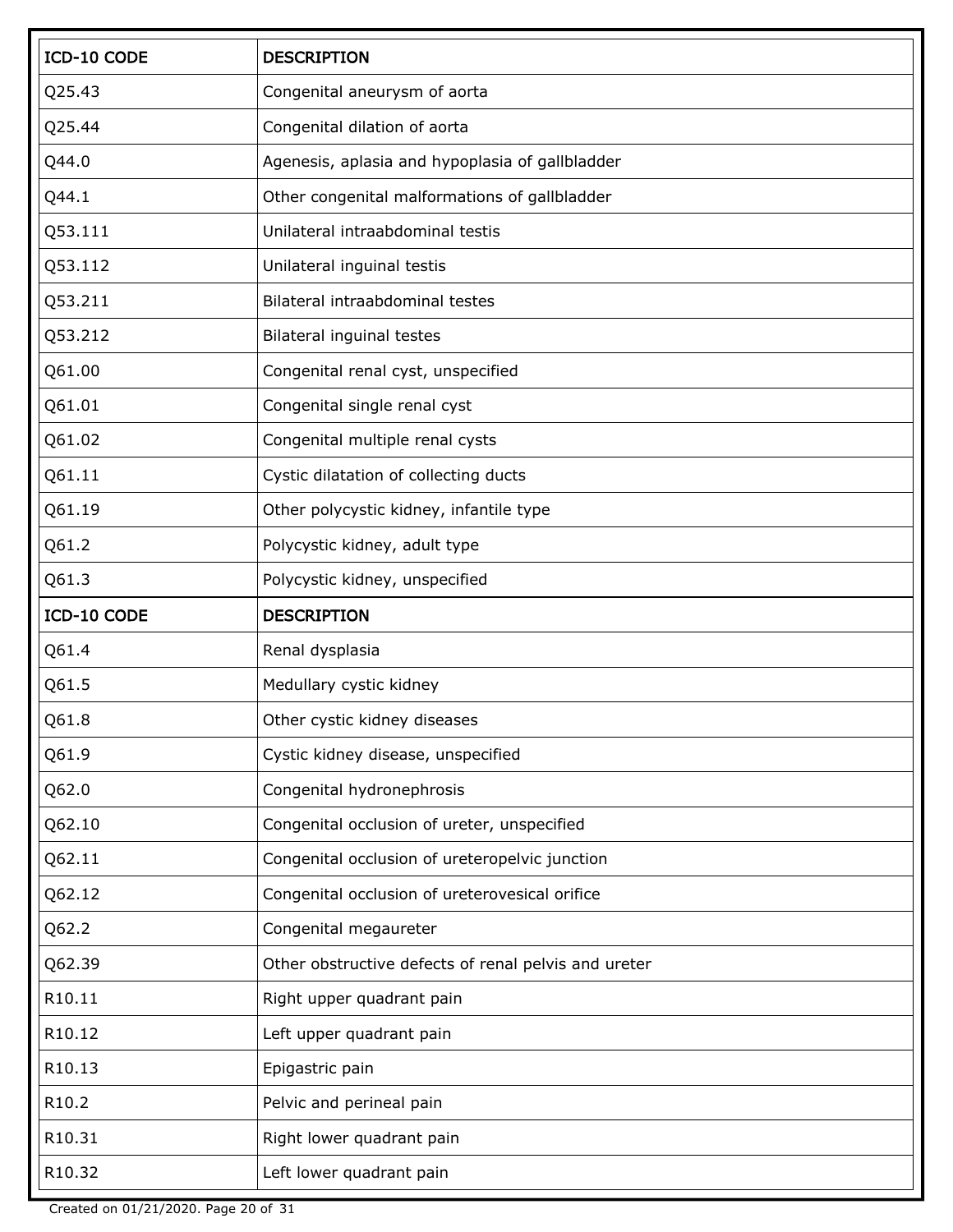| ICD-10 CODE | DESCRIPTION |
|---|---|
| Q25.43 | Congenital aneurysm of aorta |
| Q25.44 | Congenital dilation of aorta |
| Q44.0 | Agenesis, aplasia and hypoplasia of gallbladder |
| Q44.1 | Other congenital malformations of gallbladder |
| Q53.111 | Unilateral intraabdominal testis |
| Q53.112 | Unilateral inguinal testis |
| Q53.211 | Bilateral intraabdominal testes |
| Q53.212 | Bilateral inguinal testes |
| Q61.00 | Congenital renal cyst, unspecified |
| Q61.01 | Congenital single renal cyst |
| Q61.02 | Congenital multiple renal cysts |
| Q61.11 | Cystic dilatation of collecting ducts |
| Q61.19 | Other polycystic kidney, infantile type |
| Q61.2 | Polycystic kidney, adult type |
| Q61.3 | Polycystic kidney, unspecified |
| Q61.4 | Renal dysplasia |
| Q61.5 | Medullary cystic kidney |
| Q61.8 | Other cystic kidney diseases |
| Q61.9 | Cystic kidney disease, unspecified |
| Q62.0 | Congenital hydronephrosis |
| Q62.10 | Congenital occlusion of ureter, unspecified |
| Q62.11 | Congenital occlusion of ureteropelvic junction |
| Q62.12 | Congenital occlusion of ureterovesical orifice |
| Q62.2 | Congenital megaureter |
| Q62.39 | Other obstructive defects of renal pelvis and ureter |
| R10.11 | Right upper quadrant pain |
| R10.12 | Left upper quadrant pain |
| R10.13 | Epigastric pain |
| R10.2 | Pelvic and perineal pain |
| R10.31 | Right lower quadrant pain |
| R10.32 | Left lower quadrant pain |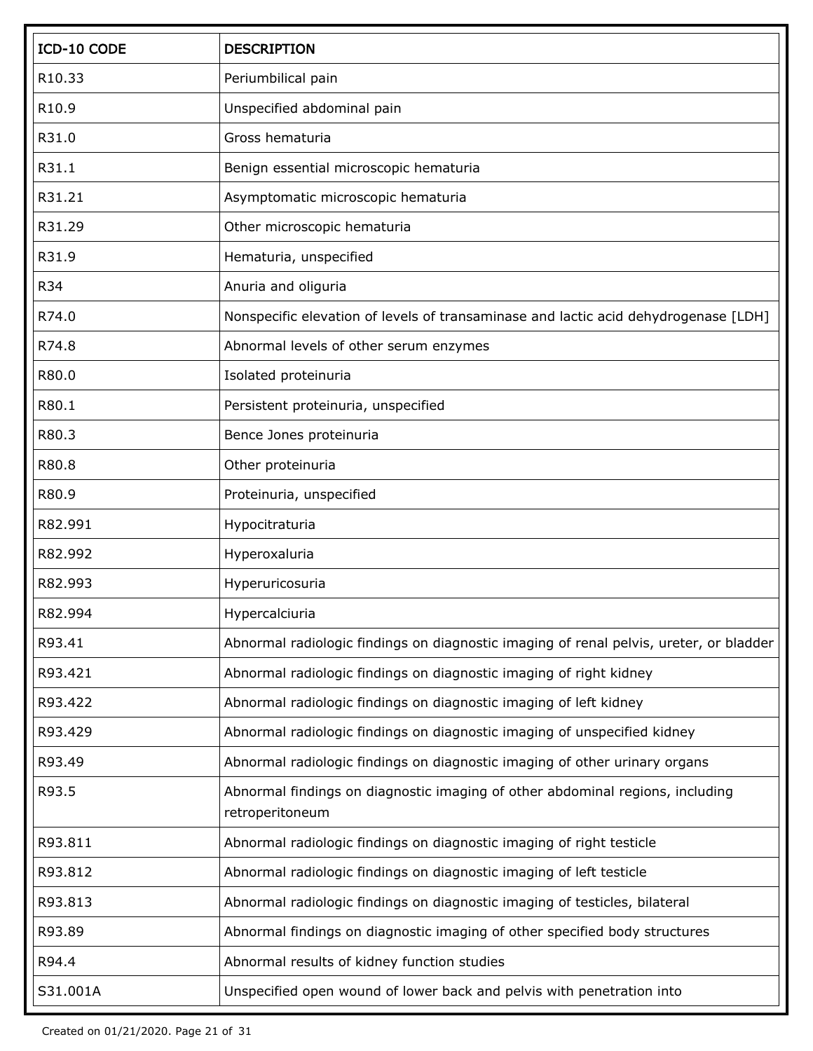| ICD-10 CODE | DESCRIPTION |
| --- | --- |
| R10.33 | Periumbilical pain |
| R10.9 | Unspecified abdominal pain |
| R31.0 | Gross hematuria |
| R31.1 | Benign essential microscopic hematuria |
| R31.21 | Asymptomatic microscopic hematuria |
| R31.29 | Other microscopic hematuria |
| R31.9 | Hematuria, unspecified |
| R34 | Anuria and oliguria |
| R74.0 | Nonspecific elevation of levels of transaminase and lactic acid dehydrogenase [LDH] |
| R74.8 | Abnormal levels of other serum enzymes |
| R80.0 | Isolated proteinuria |
| R80.1 | Persistent proteinuria, unspecified |
| R80.3 | Bence Jones proteinuria |
| R80.8 | Other proteinuria |
| R80.9 | Proteinuria, unspecified |
| R82.991 | Hypocitraturia |
| R82.992 | Hyperoxaluria |
| R82.993 | Hyperuricosuria |
| R82.994 | Hypercalciuria |
| R93.41 | Abnormal radiologic findings on diagnostic imaging of renal pelvis, ureter, or bladder |
| R93.421 | Abnormal radiologic findings on diagnostic imaging of right kidney |
| R93.422 | Abnormal radiologic findings on diagnostic imaging of left kidney |
| R93.429 | Abnormal radiologic findings on diagnostic imaging of unspecified kidney |
| R93.49 | Abnormal radiologic findings on diagnostic imaging of other urinary organs |
| R93.5 | Abnormal findings on diagnostic imaging of other abdominal regions, including retroperitoneum |
| R93.811 | Abnormal radiologic findings on diagnostic imaging of right testicle |
| R93.812 | Abnormal radiologic findings on diagnostic imaging of left testicle |
| R93.813 | Abnormal radiologic findings on diagnostic imaging of testicles, bilateral |
| R93.89 | Abnormal findings on diagnostic imaging of other specified body structures |
| R94.4 | Abnormal results of kidney function studies |
| S31.001A | Unspecified open wound of lower back and pelvis with penetration into |

Created on 01/21/2020.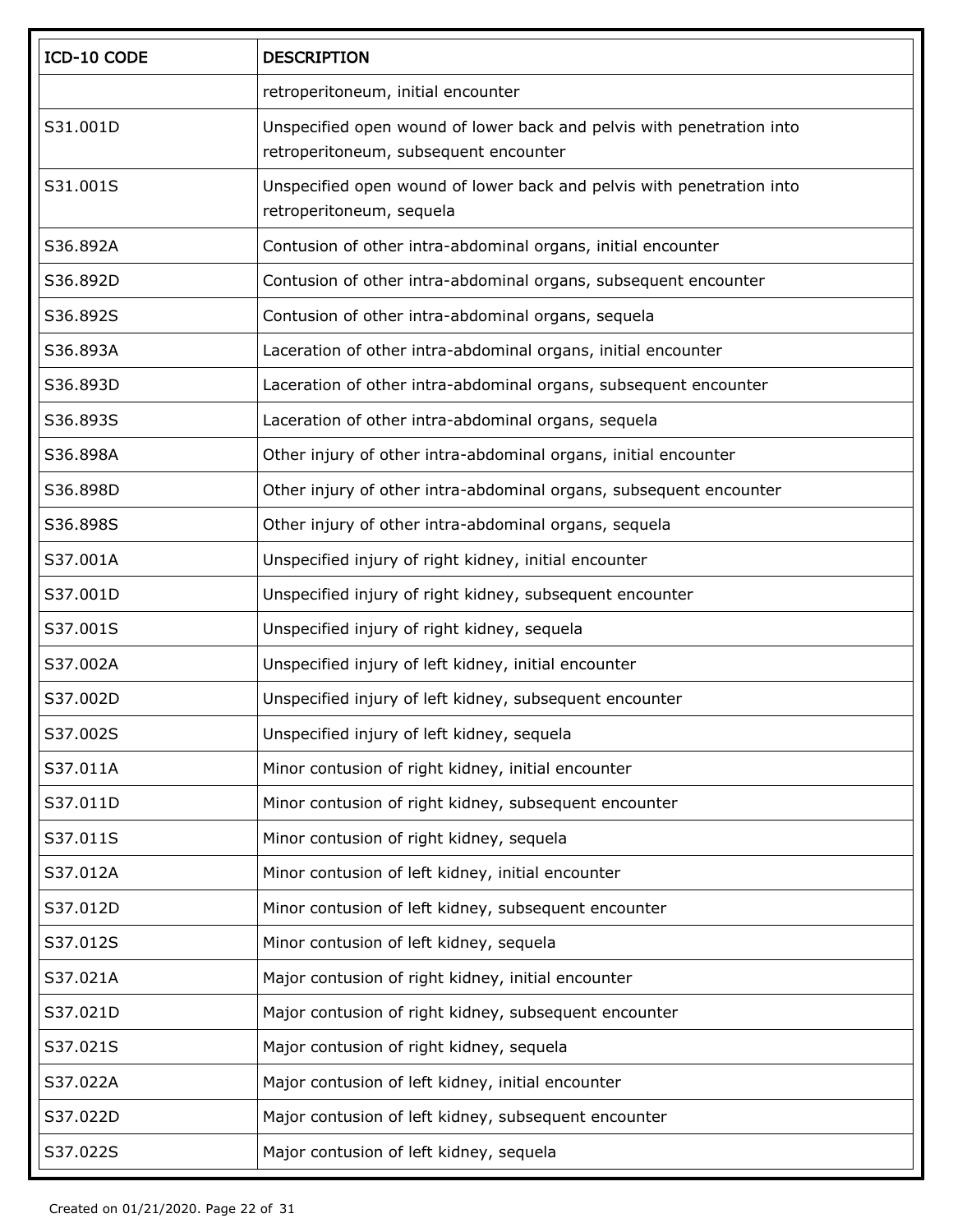| ICD-10 CODE | DESCRIPTION |
|---|---|
| | retroperitoneum, initial encounter |
| S31.001D | Unspecified open wound of lower back and pelvis with penetration into retroperitoneum, subsequent encounter |
| S31.001S | Unspecified open wound of lower back and pelvis with penetration into retroperitoneum, sequela |
| S36.892A | Contusion of other intra-abdominal organs, initial encounter |
| S36.892D | Contusion of other intra-abdominal organs, subsequent encounter |
| S36.892S | Contusion of other intra-abdominal organs, sequela |
| S36.893A | Laceration of other intra-abdominal organs, initial encounter |
| S36.893D | Laceration of other intra-abdominal organs, subsequent encounter |
| S36.893S | Laceration of other intra-abdominal organs, sequela |
| S36.898A | Other injury of other intra-abdominal organs, initial encounter |
| S36.898D | Other injury of other intra-abdominal organs, subsequent encounter |
| S36.898S | Other injury of other intra-abdominal organs, sequela |
| S37.001A | Unspecified injury of right kidney, initial encounter |
| S37.001D | Unspecified injury of right kidney, subsequent encounter |
| S37.001S | Unspecified injury of right kidney, sequela |
| S37.002A | Unspecified injury of left kidney, initial encounter |
| S37.002D | Unspecified injury of left kidney, subsequent encounter |
| S37.002S | Unspecified injury of left kidney, sequela |
| S37.011A | Minor contusion of right kidney, initial encounter |
| S37.011D | Minor contusion of right kidney, subsequent encounter |
| S37.011S | Minor contusion of right kidney, sequela |
| S37.012A | Minor contusion of left kidney, initial encounter |
| S37.012D | Minor contusion of left kidney, subsequent encounter |
| S37.012S | Minor contusion of left kidney, sequela |
| S37.021A | Major contusion of right kidney, initial encounter |
| S37.021D | Major contusion of right kidney, subsequent encounter |
| S37.021S | Major contusion of right kidney, sequela |
| S37.022A | Major contusion of left kidney, initial encounter |
| S37.022D | Major contusion of left kidney, subsequent encounter |
| S37.022S | Major contusion of left kidney, sequela |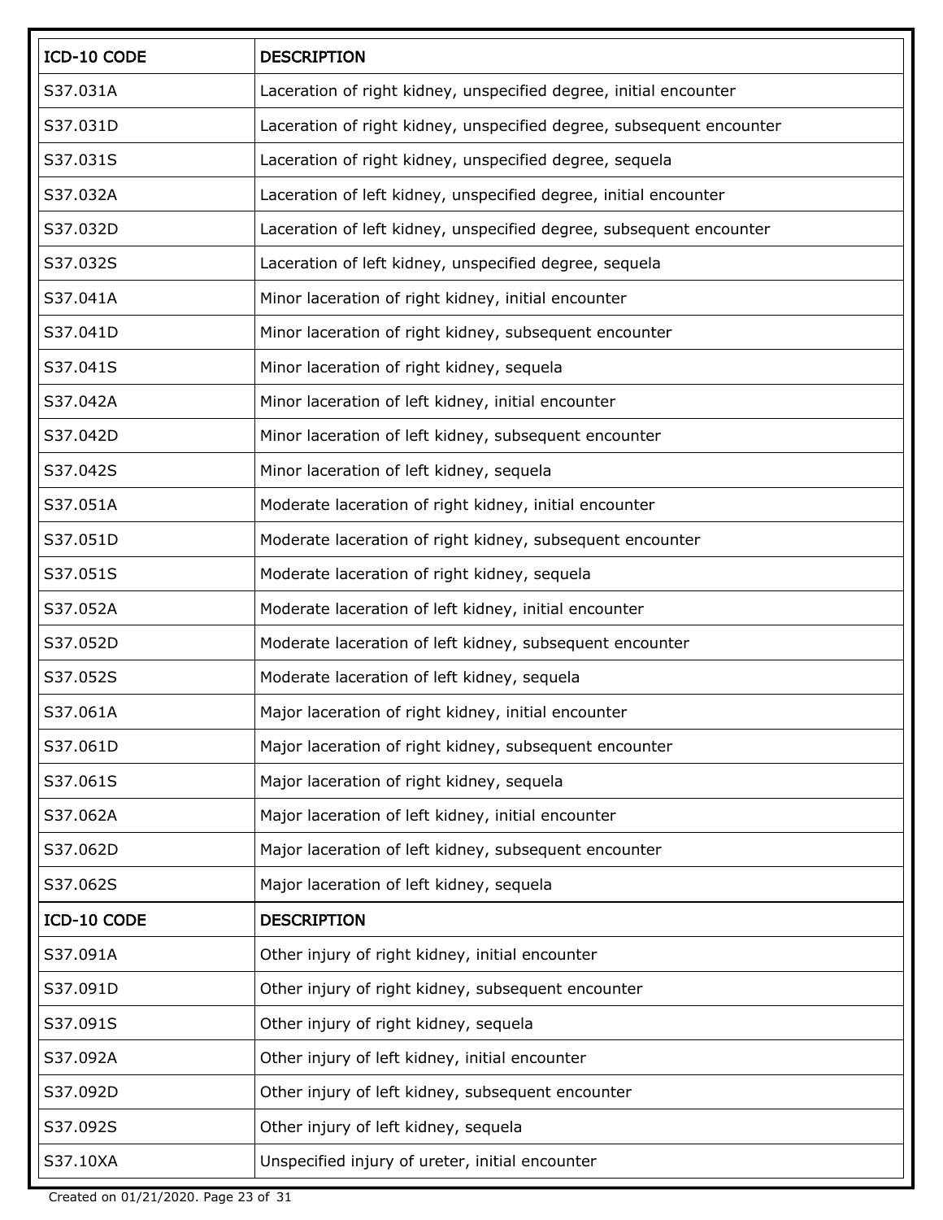| ICD-10 CODE | DESCRIPTION |
|---|---|
| S37.031A | Laceration of right kidney, unspecified degree, initial encounter |
| S37.031D | Laceration of right kidney, unspecified degree, subsequent encounter |
| S37.031S | Laceration of right kidney, unspecified degree, sequela |
| S37.032A | Laceration of left kidney, unspecified degree, initial encounter |
| S37.032D | Laceration of left kidney, unspecified degree, subsequent encounter |
| S37.032S | Laceration of left kidney, unspecified degree, sequela |
| S37.041A | Minor laceration of right kidney, initial encounter |
| S37.041D | Minor laceration of right kidney, subsequent encounter |
| S37.041S | Minor laceration of right kidney, sequela |
| S37.042A | Minor laceration of left kidney, initial encounter |
| S37.042D | Minor laceration of left kidney, subsequent encounter |
| S37.042S | Minor laceration of left kidney, sequela |
| S37.051A | Moderate laceration of right kidney, initial encounter |
| S37.051D | Moderate laceration of right kidney, subsequent encounter |
| S37.051S | Moderate laceration of right kidney, sequela |
| S37.052A | Moderate laceration of left kidney, initial encounter |
| S37.052D | Moderate laceration of left kidney, subsequent encounter |
| S37.052S | Moderate laceration of left kidney, sequela |
| S37.061A | Major laceration of right kidney, initial encounter |
| S37.061D | Major laceration of right kidney, subsequent encounter |
| S37.061S | Major laceration of right kidney, sequela |
| S37.062A | Major laceration of left kidney, initial encounter |
| S37.062D | Major laceration of left kidney, subsequent encounter |
| S37.062S | Major laceration of left kidney, sequela |
| S37.091A | Other injury of right kidney, initial encounter |
| S37.091D | Other injury of right kidney, subsequent encounter |
| S37.091S | Other injury of right kidney, sequela |
| S37.092A | Other injury of left kidney, initial encounter |
| S37.092D | Other injury of left kidney, subsequent encounter |
| S37.092S | Other injury of left kidney, sequela |
| S37.10XA | Unspecified injury of ureter, initial encounter |

Created on 01/21/2020.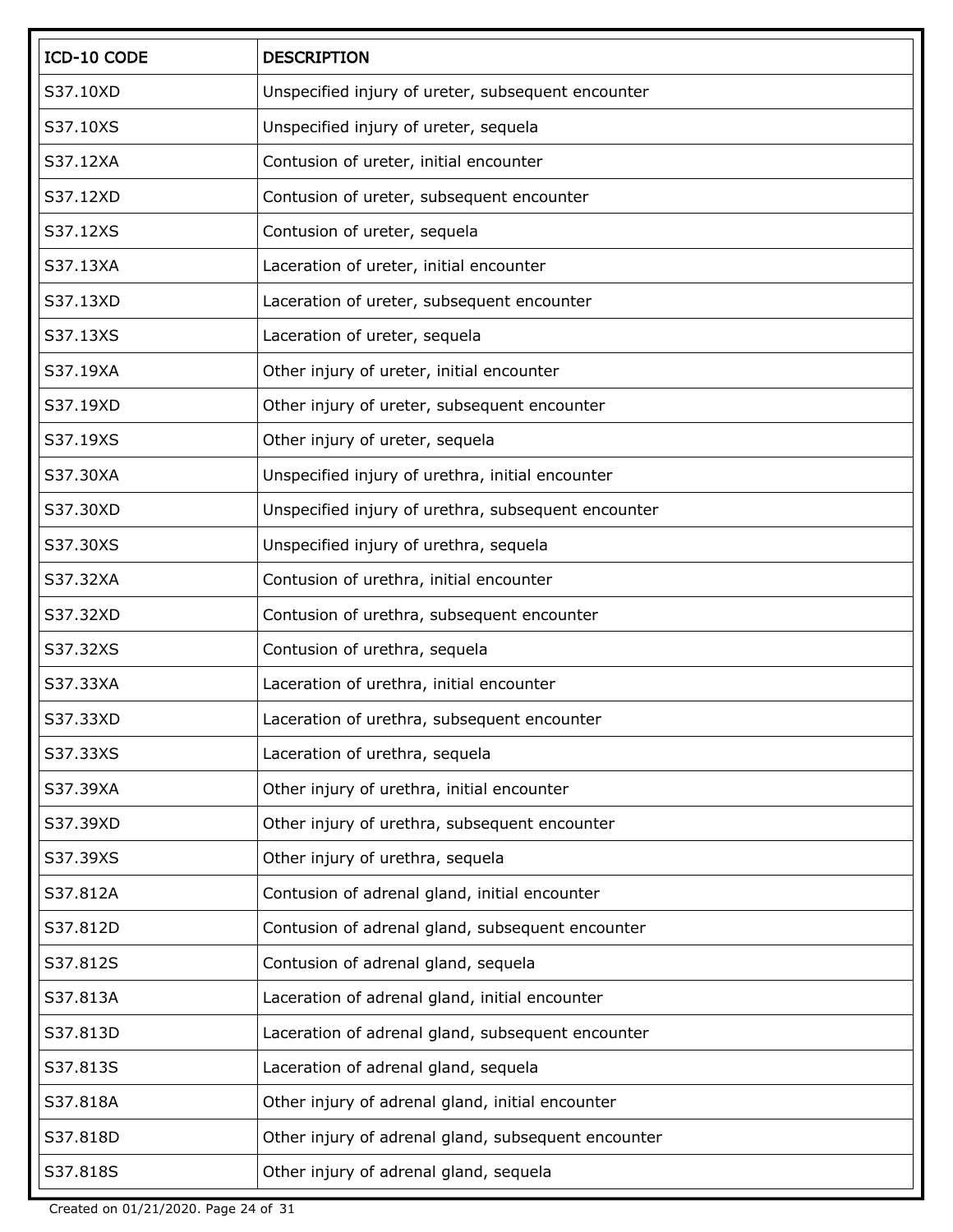| ICD-10 CODE | DESCRIPTION |
|---|---|
| S37.10XD | Unspecified injury of ureter, subsequent encounter |
| S37.10XS | Unspecified injury of ureter, sequela |
| S37.12XA | Contusion of ureter, initial encounter |
| S37.12XD | Contusion of ureter, subsequent encounter |
| S37.12XS | Contusion of ureter, sequela |
| S37.13XA | Laceration of ureter, initial encounter |
| S37.13XD | Laceration of ureter, subsequent encounter |
| S37.13XS | Laceration of ureter, sequela |
| S37.19XA | Other injury of ureter, initial encounter |
| S37.19XD | Other injury of ureter, subsequent encounter |
| S37.19XS | Other injury of ureter, sequela |
| S37.30XA | Unspecified injury of urethra, initial encounter |
| S37.30XD | Unspecified injury of urethra, subsequent encounter |
| S37.30XS | Unspecified injury of urethra, sequela |
| S37.32XA | Contusion of urethra, initial encounter |
| S37.32XD | Contusion of urethra, subsequent encounter |
| S37.32XS | Contusion of urethra, sequela |
| S37.33XA | Laceration of urethra, initial encounter |
| S37.33XD | Laceration of urethra, subsequent encounter |
| S37.33XS | Laceration of urethra, sequela |
| S37.39XA | Other injury of urethra, initial encounter |
| S37.39XD | Other injury of urethra, subsequent encounter |
| S37.39XS | Other injury of urethra, sequela |
| S37.812A | Contusion of adrenal gland, initial encounter |
| S37.812D | Contusion of adrenal gland, subsequent encounter |
| S37.812S | Contusion of adrenal gland, sequela |
| S37.813A | Laceration of adrenal gland, initial encounter |
| S37.813D | Laceration of adrenal gland, subsequent encounter |
| S37.813S | Laceration of adrenal gland, sequela |
| S37.818A | Other injury of adrenal gland, initial encounter |
| S37.818D | Other injury of adrenal gland, subsequent encounter |
| S37.818S | Other injury of adrenal gland, sequela |

Created on 01/21/2020.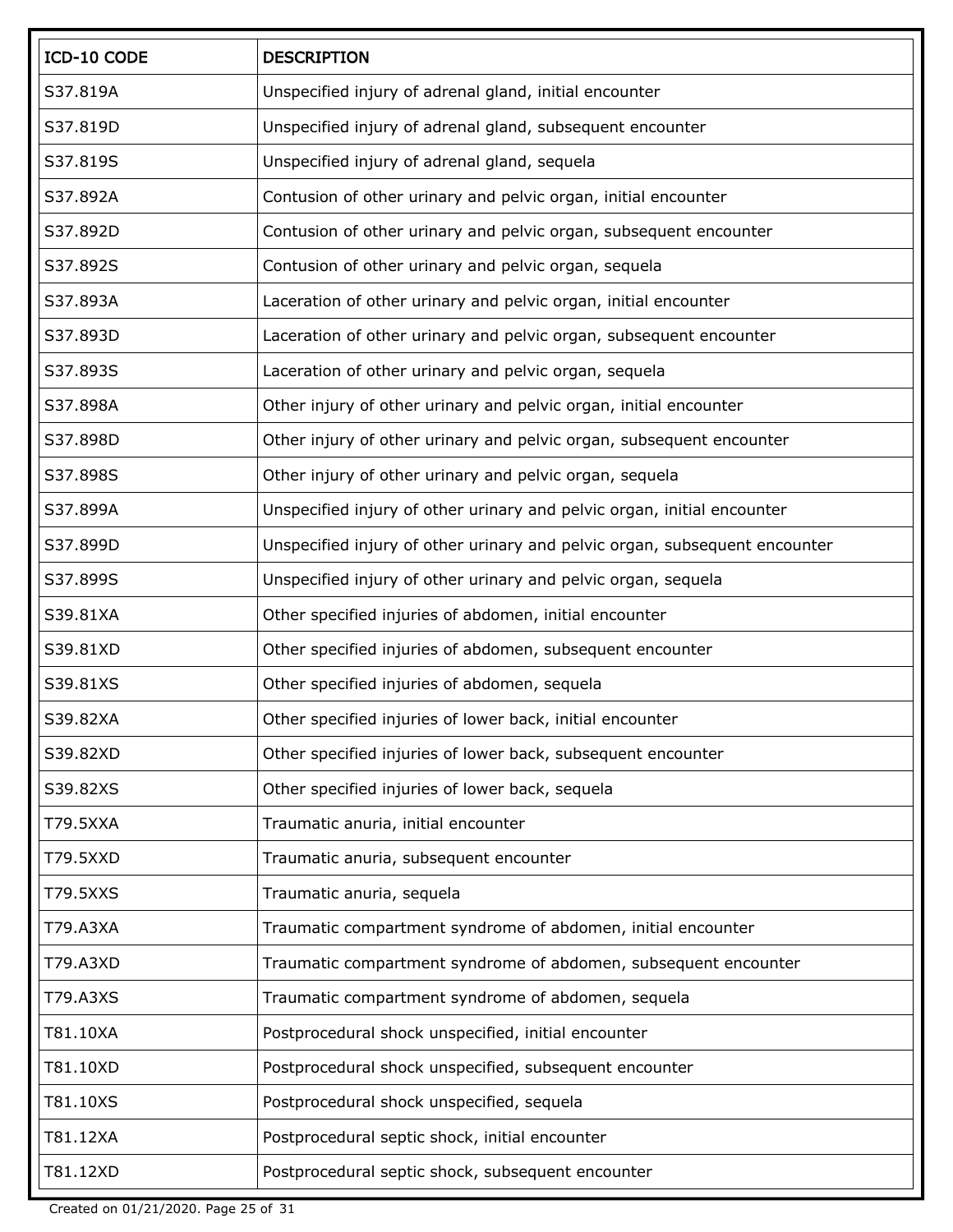| ICD-10 CODE | DESCRIPTION |
| --- | --- |
| S37.819A | Unspecified injury of adrenal gland, initial encounter |
| S37.819D | Unspecified injury of adrenal gland, subsequent encounter |
| S37.819S | Unspecified injury of adrenal gland, sequela |
| S37.892A | Contusion of other urinary and pelvic organ, initial encounter |
| S37.892D | Contusion of other urinary and pelvic organ, subsequent encounter |
| S37.892S | Contusion of other urinary and pelvic organ, sequela |
| S37.893A | Laceration of other urinary and pelvic organ, initial encounter |
| S37.893D | Laceration of other urinary and pelvic organ, subsequent encounter |
| S37.893S | Laceration of other urinary and pelvic organ, sequela |
| S37.898A | Other injury of other urinary and pelvic organ, initial encounter |
| S37.898D | Other injury of other urinary and pelvic organ, subsequent encounter |
| S37.898S | Other injury of other urinary and pelvic organ, sequela |
| S37.899A | Unspecified injury of other urinary and pelvic organ, initial encounter |
| S37.899D | Unspecified injury of other urinary and pelvic organ, subsequent encounter |
| S37.899S | Unspecified injury of other urinary and pelvic organ, sequela |
| S39.81XA | Other specified injuries of abdomen, initial encounter |
| S39.81XD | Other specified injuries of abdomen, subsequent encounter |
| S39.81XS | Other specified injuries of abdomen, sequela |
| S39.82XA | Other specified injuries of lower back, initial encounter |
| S39.82XD | Other specified injuries of lower back, subsequent encounter |
| S39.82XS | Other specified injuries of lower back, sequela |
| T79.5XXA | Traumatic anuria, initial encounter |
| T79.5XXD | Traumatic anuria, subsequent encounter |
| T79.5XXS | Traumatic anuria, sequela |
| T79.A3XA | Traumatic compartment syndrome of abdomen, initial encounter |
| T79.A3XD | Traumatic compartment syndrome of abdomen, subsequent encounter |
| T79.A3XS | Traumatic compartment syndrome of abdomen, sequela |
| T81.10XA | Postprocedural shock unspecified, initial encounter |
| T81.10XD | Postprocedural shock unspecified, subsequent encounter |
| T81.10XS | Postprocedural shock unspecified, sequela |
| T81.12XA | Postprocedural septic shock, initial encounter |
| T81.12XD | Postprocedural septic shock, subsequent encounter |

Created on 01/21/2020.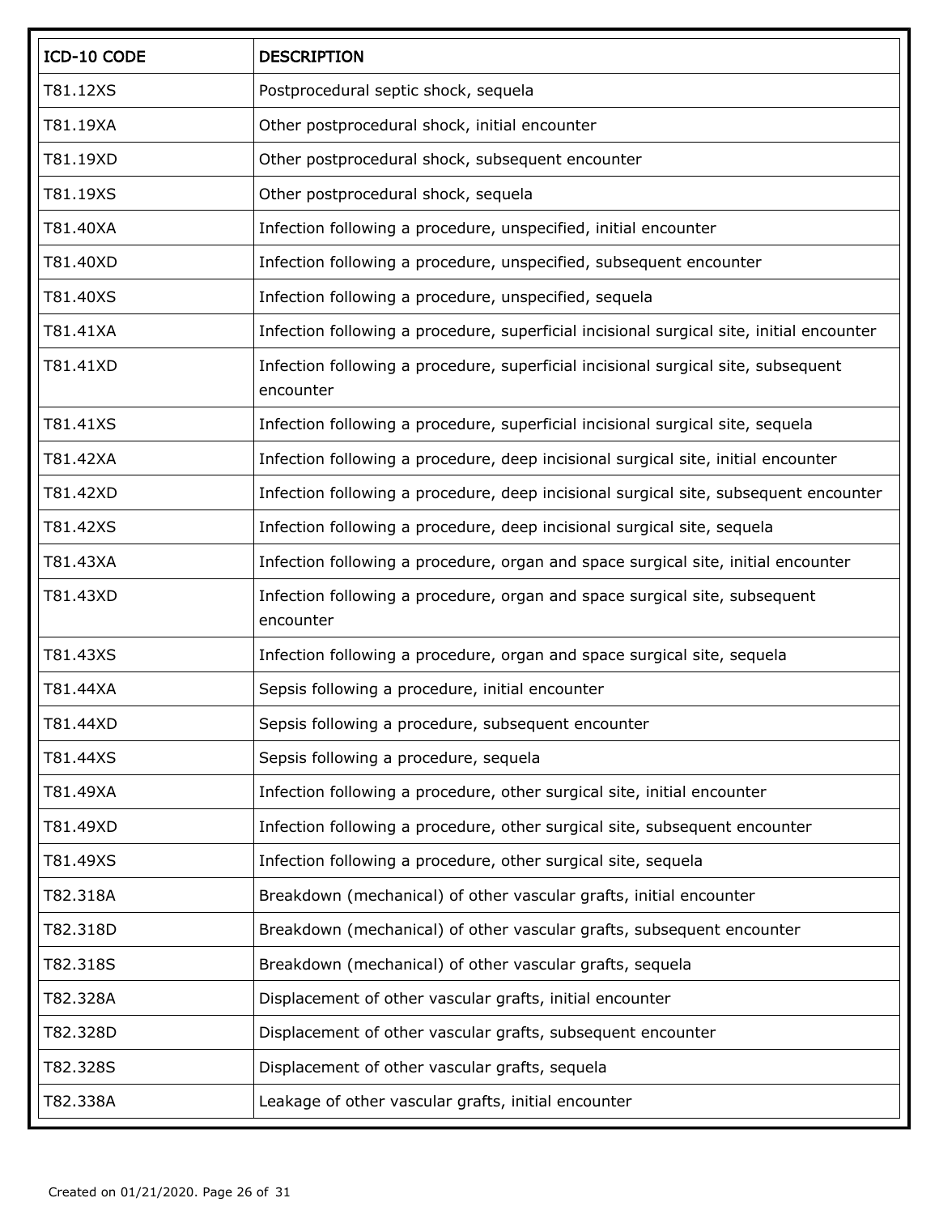| ICD-10 CODE | DESCRIPTION |
| --- | --- |
| T81.12XS | Postprocedural septic shock, sequela |
| T81.19XA | Other postprocedural shock, initial encounter |
| T81.19XD | Other postprocedural shock, subsequent encounter |
| T81.19XS | Other postprocedural shock, sequela |
| T81.40XA | Infection following a procedure, unspecified, initial encounter |
| T81.40XD | Infection following a procedure, unspecified, subsequent encounter |
| T81.40XS | Infection following a procedure, unspecified, sequela |
| T81.41XA | Infection following a procedure, superficial incisional surgical site, initial encounter |
| T81.41XD | Infection following a procedure, superficial incisional surgical site, subsequent encounter |
| T81.41XS | Infection following a procedure, superficial incisional surgical site, sequela |
| T81.42XA | Infection following a procedure, deep incisional surgical site, initial encounter |
| T81.42XD | Infection following a procedure, deep incisional surgical site, subsequent encounter |
| T81.42XS | Infection following a procedure, deep incisional surgical site, sequela |
| T81.43XA | Infection following a procedure, organ and space surgical site, initial encounter |
| T81.43XD | Infection following a procedure, organ and space surgical site, subsequent encounter |
| T81.43XS | Infection following a procedure, organ and space surgical site, sequela |
| T81.44XA | Sepsis following a procedure, initial encounter |
| T81.44XD | Sepsis following a procedure, subsequent encounter |
| T81.44XS | Sepsis following a procedure, sequela |
| T81.49XA | Infection following a procedure, other surgical site, initial encounter |
| T81.49XD | Infection following a procedure, other surgical site, subsequent encounter |
| T81.49XS | Infection following a procedure, other surgical site, sequela |
| T82.318A | Breakdown (mechanical) of other vascular grafts, initial encounter |
| T82.318D | Breakdown (mechanical) of other vascular grafts, subsequent encounter |
| T82.318S | Breakdown (mechanical) of other vascular grafts, sequela |
| T82.328A | Displacement of other vascular grafts, initial encounter |
| T82.328D | Displacement of other vascular grafts, subsequent encounter |
| T82.328S | Displacement of other vascular grafts, sequela |
| T82.338A | Leakage of other vascular grafts, initial encounter |

Created on 01/21/2020.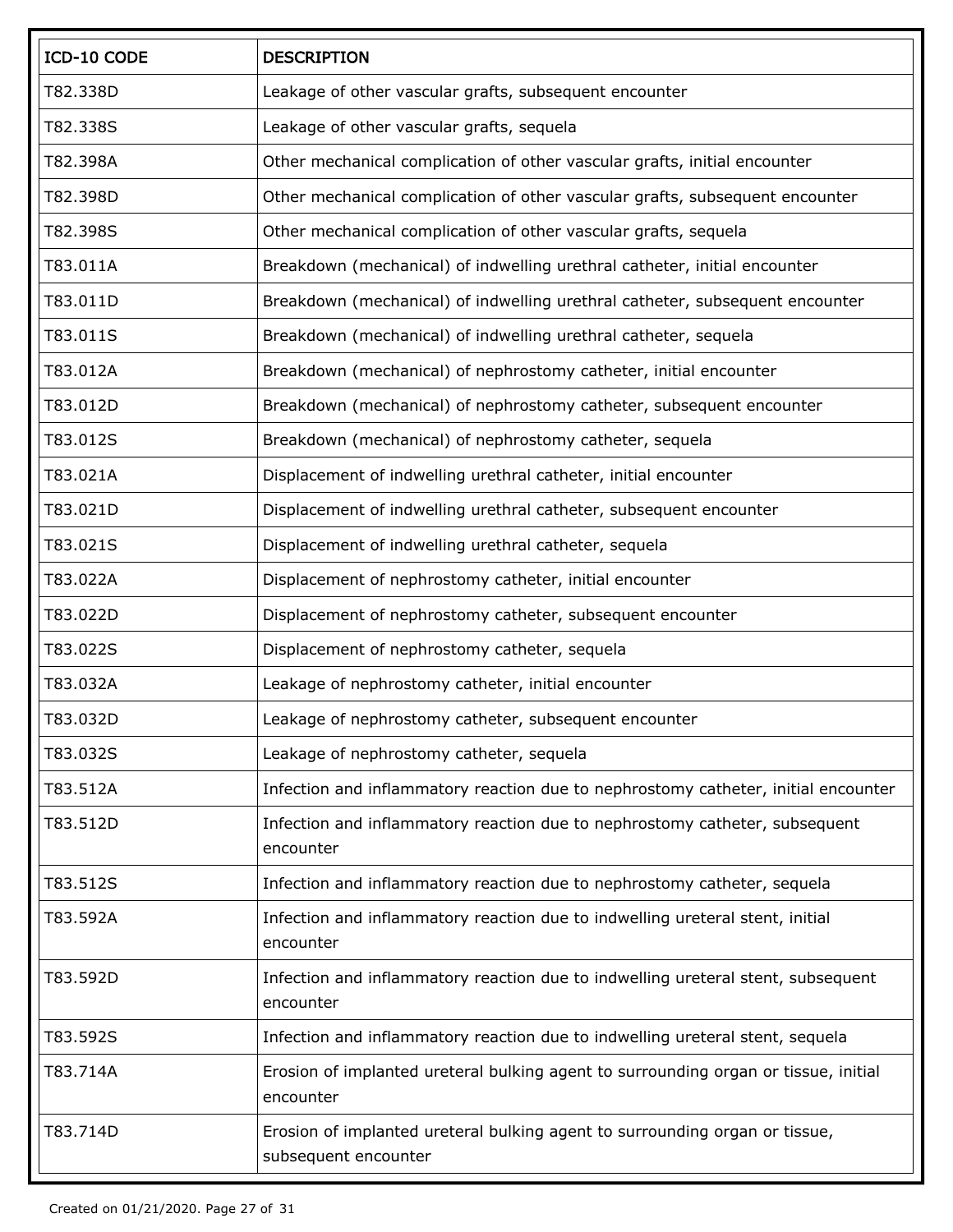| ICD-10 CODE | DESCRIPTION |
| --- | --- |
| T82.338D | Leakage of other vascular grafts, subsequent encounter |
| T82.338S | Leakage of other vascular grafts, sequela |
| T82.398A | Other mechanical complication of other vascular grafts, initial encounter |
| T82.398D | Other mechanical complication of other vascular grafts, subsequent encounter |
| T82.398S | Other mechanical complication of other vascular grafts, sequela |
| T83.011A | Breakdown (mechanical) of indwelling urethral catheter, initial encounter |
| T83.011D | Breakdown (mechanical) of indwelling urethral catheter, subsequent encounter |
| T83.011S | Breakdown (mechanical) of indwelling urethral catheter, sequela |
| T83.012A | Breakdown (mechanical) of nephrostomy catheter, initial encounter |
| T83.012D | Breakdown (mechanical) of nephrostomy catheter, subsequent encounter |
| T83.012S | Breakdown (mechanical) of nephrostomy catheter, sequela |
| T83.021A | Displacement of indwelling urethral catheter, initial encounter |
| T83.021D | Displacement of indwelling urethral catheter, subsequent encounter |
| T83.021S | Displacement of indwelling urethral catheter, sequela |
| T83.022A | Displacement of nephrostomy catheter, initial encounter |
| T83.022D | Displacement of nephrostomy catheter, subsequent encounter |
| T83.022S | Displacement of nephrostomy catheter, sequela |
| T83.032A | Leakage of nephrostomy catheter, initial encounter |
| T83.032D | Leakage of nephrostomy catheter, subsequent encounter |
| T83.032S | Leakage of nephrostomy catheter, sequela |
| T83.512A | Infection and inflammatory reaction due to nephrostomy catheter, initial encounter |
| T83.512D | Infection and inflammatory reaction due to nephrostomy catheter, subsequent encounter |
| T83.512S | Infection and inflammatory reaction due to nephrostomy catheter, sequela |
| T83.592A | Infection and inflammatory reaction due to indwelling ureteral stent, initial encounter |
| T83.592D | Infection and inflammatory reaction due to indwelling ureteral stent, subsequent encounter |
| T83.592S | Infection and inflammatory reaction due to indwelling ureteral stent, sequela |
| T83.714A | Erosion of implanted ureteral bulking agent to surrounding organ or tissue, initial encounter |
| T83.714D | Erosion of implanted ureteral bulking agent to surrounding organ or tissue, subsequent encounter |

Created on 01/21/2020.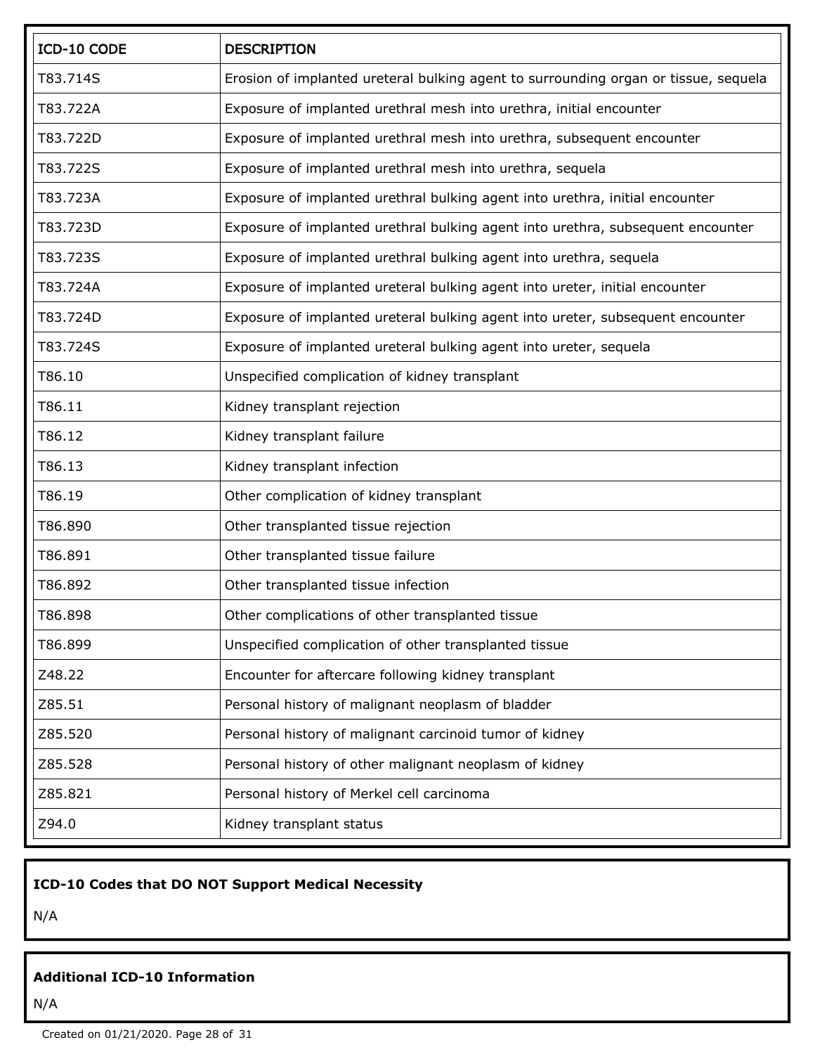| ICD-10 CODE | DESCRIPTION |
| --- | --- |
| T83.714S | Erosion of implanted ureteral bulking agent to surrounding organ or tissue, sequela |
| T83.722A | Exposure of implanted urethral mesh into urethra, initial encounter |
| T83.722D | Exposure of implanted urethral mesh into urethra, subsequent encounter |
| T83.722S | Exposure of implanted urethral mesh into urethra, sequela |
| T83.723A | Exposure of implanted urethral bulking agent into urethra, initial encounter |
| T83.723D | Exposure of implanted urethral bulking agent into urethra, subsequent encounter |
| T83.723S | Exposure of implanted urethral bulking agent into urethra, sequela |
| T83.724A | Exposure of implanted ureteral bulking agent into ureter, initial encounter |
| T83.724D | Exposure of implanted ureteral bulking agent into ureter, subsequent encounter |
| T83.724S | Exposure of implanted ureteral bulking agent into ureter, sequela |
| T86.10 | Unspecified complication of kidney transplant |
| T86.11 | Kidney transplant rejection |
| T86.12 | Kidney transplant failure |
| T86.13 | Kidney transplant infection |
| T86.19 | Other complication of kidney transplant |
| T86.890 | Other transplanted tissue rejection |
| T86.891 | Other transplanted tissue failure |
| T86.892 | Other transplanted tissue infection |
| T86.898 | Other complications of other transplanted tissue |
| T86.899 | Unspecified complication of other transplanted tissue |
| Z48.22 | Encounter for aftercare following kidney transplant |
| Z85.51 | Personal history of malignant neoplasm of bladder |
| Z85.520 | Personal history of malignant carcinoid tumor of kidney |
| Z85.528 | Personal history of other malignant neoplasm of kidney |
| Z85.821 | Personal history of Merkel cell carcinoma |
| Z94.0 | Kidney transplant status |

**ICD-10 Codes that DO NOT Support Medical Necessity**

N/A

**Additional ICD-10 Information**

N/A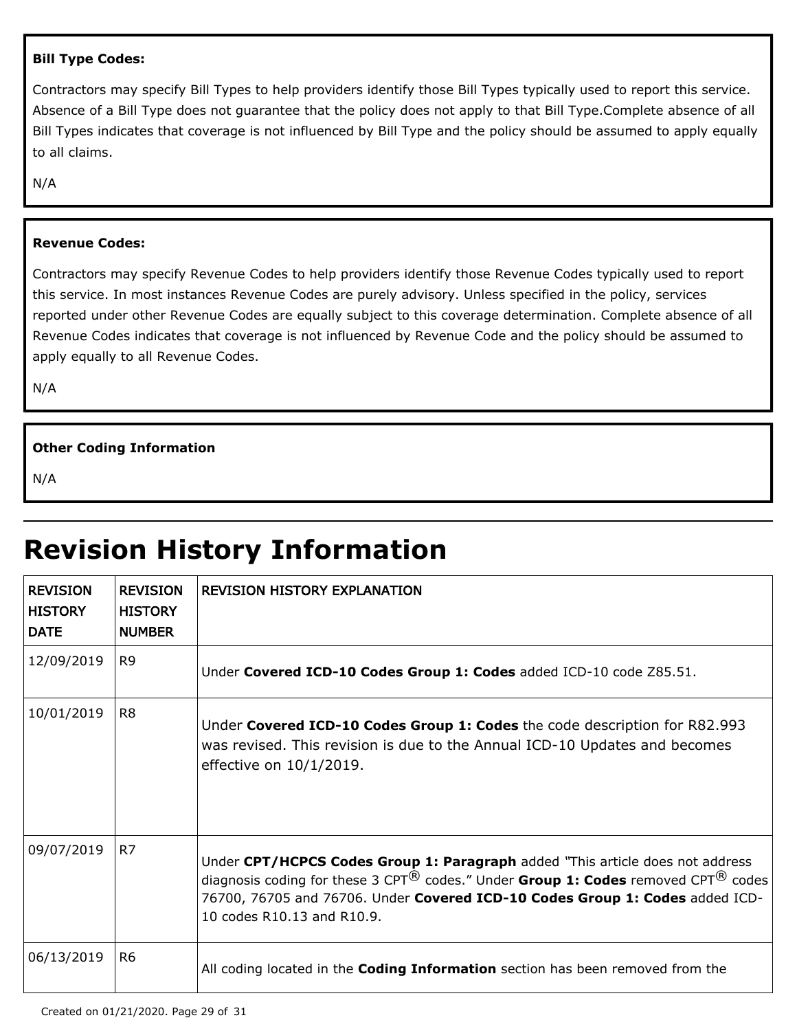**Bill Type Codes:**

Contractors may specify Bill Types to help providers identify those Bill Types typically used to report this service. Absence of a Bill Type does not guarantee that the policy does not apply to that Bill Type.Complete absence of all Bill Types indicates that coverage is not influenced by Bill Type and the policy should be assumed to apply equally to all claims.

N/A

**Revenue Codes:**

Contractors may specify Revenue Codes to help providers identify those Revenue Codes typically used to report this service. In most instances Revenue Codes are purely advisory. Unless specified in the policy, services reported under other Revenue Codes are equally subject to this coverage determination. Complete absence of all Revenue Codes indicates that coverage is not influenced by Revenue Code and the policy should be assumed to apply equally to all Revenue Codes.

N/A

**Other Coding Information**

N/A

# Revision History Information

| REVISION HISTORY DATE | REVISION HISTORY NUMBER | REVISION HISTORY EXPLANATION |
|---|---|---|
| 12/09/2019 | R9 | Under **Covered ICD-10 Codes Group 1: Codes** added ICD-10 code Z85.51. |
| 10/01/2019 | R8 | Under **Covered ICD-10 Codes Group 1: Codes** the code description for R82.993 was revised. This revision is due to the Annual ICD-10 Updates and becomes effective on 10/1/2019. |
| 09/07/2019 | R7 | Under **CPT/HCPCS Codes Group 1: Paragraph** added "This article does not address diagnosis coding for these 3 CPT® codes." Under **Group 1: Codes** removed CPT® codes 76700, 76705 and 76706. Under **Covered ICD-10 Codes Group 1: Codes** added ICD-10 codes R10.13 and R10.9. |
| 06/13/2019 | R6 | All coding located in the **Coding Information** section has been removed from the |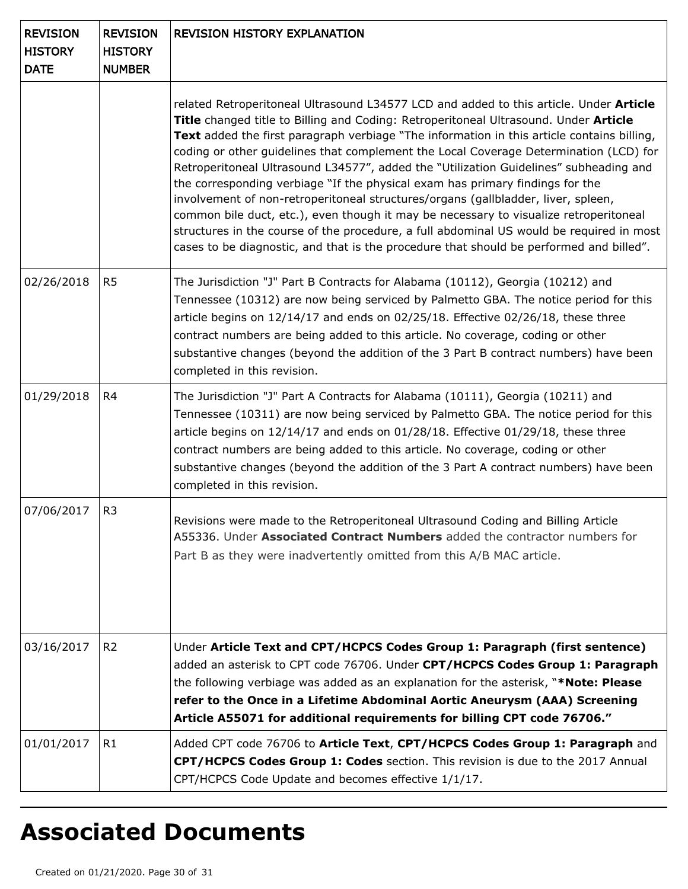| REVISION HISTORY DATE | REVISION HISTORY NUMBER | REVISION HISTORY EXPLANATION |
|---|---|---|
| | | related Retroperitoneal Ultrasound L34577 LCD and added to this article. Under **Article Title** changed title to Billing and Coding: Retroperitoneal Ultrasound. Under **Article Text** added the first paragraph verbiage "The information in this article contains billing, coding or other guidelines that complement the Local Coverage Determination (LCD) for Retroperitoneal Ultrasound L34577", added the "Utilization Guidelines" subheading and the corresponding verbiage "If the physical exam has primary findings for the involvement of non-retroperitoneal structures/organs (gallbladder, liver, spleen, common bile duct, etc.), even though it may be necessary to visualize retroperitoneal structures in the course of the procedure, a full abdominal US would be required in most cases to be diagnostic, and that is the procedure that should be performed and billed". |
| 02/26/2018 | R5 | The Jurisdiction "J" Part B Contracts for Alabama (10112), Georgia (10212) and Tennessee (10312) are now being serviced by Palmetto GBA. The notice period for this article begins on 12/14/17 and ends on 02/25/18. Effective 02/26/18, these three contract numbers are being added to this article. No coverage, coding or other substantive changes (beyond the addition of the 3 Part B contract numbers) have been completed in this revision. |
| 01/29/2018 | R4 | The Jurisdiction "J" Part A Contracts for Alabama (10111), Georgia (10211) and Tennessee (10311) are now being serviced by Palmetto GBA. The notice period for this article begins on 12/14/17 and ends on 01/28/18. Effective 01/29/18, these three contract numbers are being added to this article. No coverage, coding or other substantive changes (beyond the addition of the 3 Part A contract numbers) have been completed in this revision. |
| 07/06/2017 | R3 | Revisions were made to the Retroperitoneal Ultrasound Coding and Billing Article A55336. Under **Associated Contract Numbers** added the contractor numbers for Part B as they were inadvertently omitted from this A/B MAC article. |
| 03/16/2017 | R2 | Under **Article Text and CPT/HCPCS Codes Group 1: Paragraph (first sentence)** added an asterisk to CPT code 76706. Under **CPT/HCPCS Codes Group 1: Paragraph** the following verbiage was added as an explanation for the asterisk, "**\*Note: Please refer to the Once in a Lifetime Abdominal Aortic Aneurysm (AAA) Screening Article A55071 for additional requirements for billing CPT code 76706.**" |
| 01/01/2017 | R1 | Added CPT code 76706 to **Article Text**, **CPT/HCPCS Codes Group 1: Paragraph** and **CPT/HCPCS Codes Group 1: Codes** section. This revision is due to the 2017 Annual CPT/HCPCS Code Update and becomes effective 1/1/17. |

# Associated Documents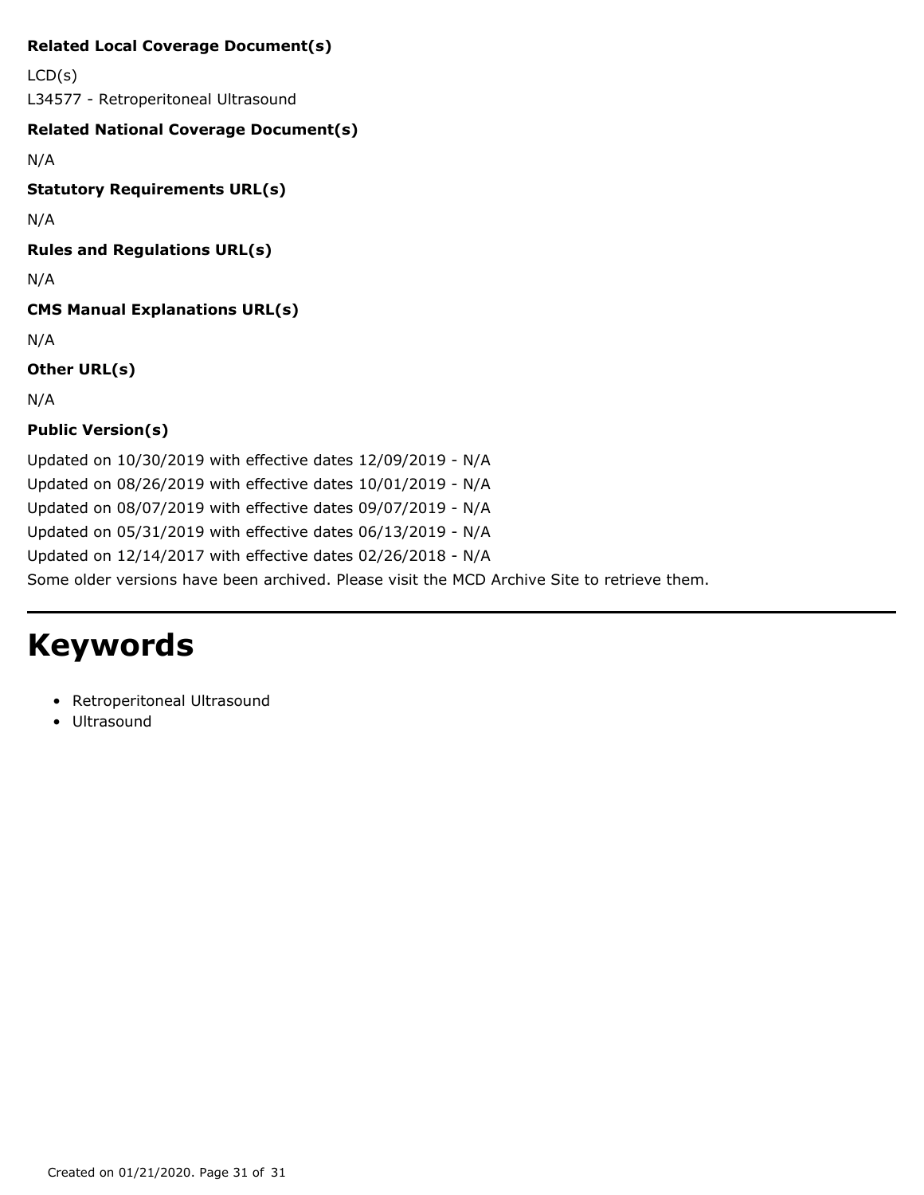**Related Local Coverage Document(s)**

LCD(s)

L34577 - Retroperitoneal Ultrasound

**Related National Coverage Document(s)**

N/A

**Statutory Requirements URL(s)**

N/A

**Rules and Regulations URL(s)**

N/A

**CMS Manual Explanations URL(s)**

N/A

**Other URL(s)**

N/A

**Public Version(s)**

Updated on 10/30/2019 with effective dates 12/09/2019 - N/A
Updated on 08/26/2019 with effective dates 10/01/2019 - N/A
Updated on 08/07/2019 with effective dates 09/07/2019 - N/A
Updated on 05/31/2019 with effective dates 06/13/2019 - N/A
Updated on 12/14/2017 with effective dates 02/26/2018 - N/A
Some older versions have been archived. Please visit the MCD Archive Site to retrieve them.

# Keywords

- Retroperitoneal Ultrasound
- Ultrasound